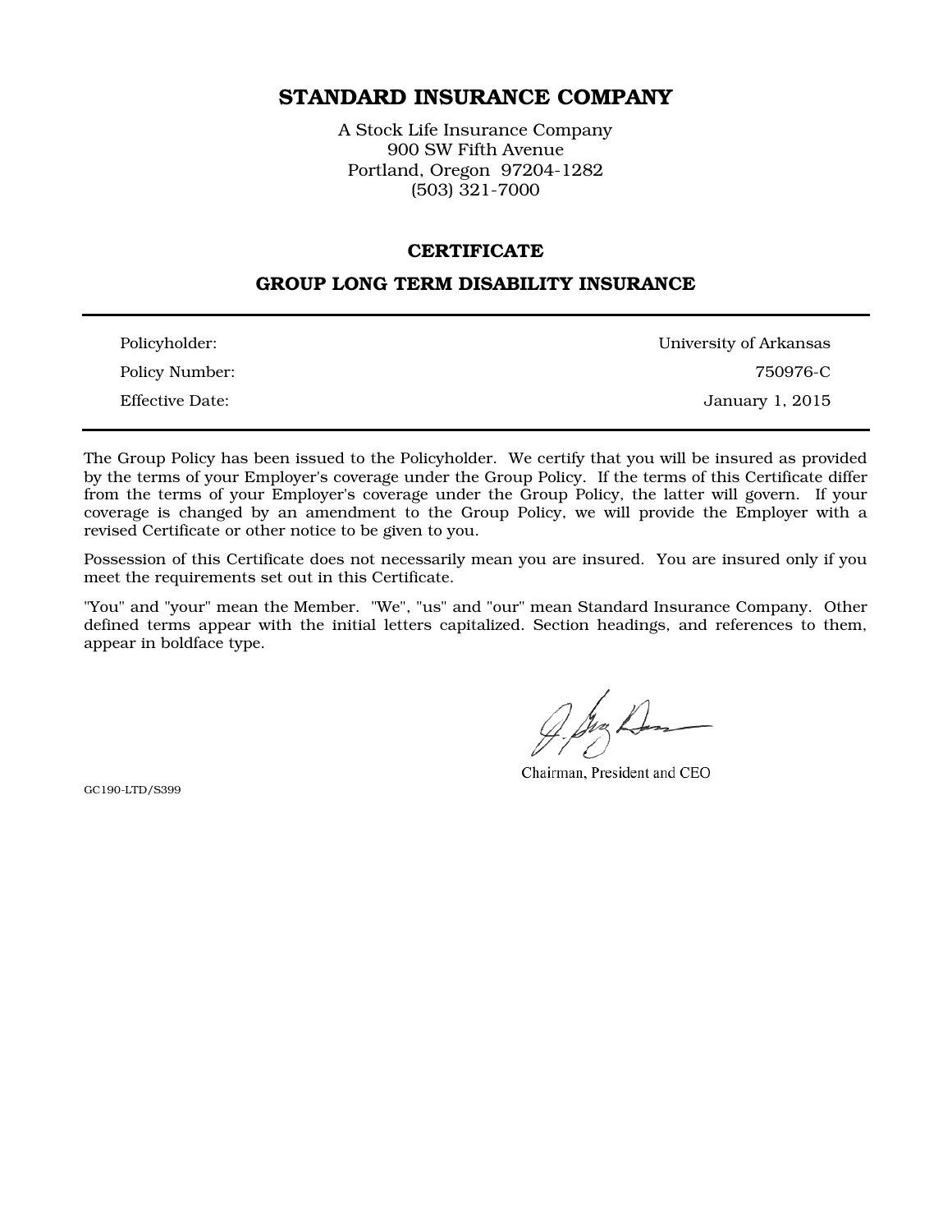# STANDARD INSURANCE COMPANY

A Stock Life Insurance Company
900 SW Fifth Avenue
Portland, Oregon 97204-1282
(503) 321-7000

## CERTIFICATE

## GROUP LONG TERM DISABILITY INSURANCE

| | |
|---|---|
| Policyholder: | University of Arkansas |
| Policy Number: | 750976-C |
| Effective Date: | January 1, 2015 |

The Group Policy has been issued to the Policyholder. We certify that you will be insured as provided by the terms of your Employer's coverage under the Group Policy. If the terms of this Certificate differ from the terms of your Employer's coverage under the Group Policy, the latter will govern. If your coverage is changed by an amendment to the Group Policy, we will provide the Employer with a revised Certificate or other notice to be given to you.

Possession of this Certificate does not necessarily mean you are insured. You are insured only if you meet the requirements set out in this Certificate.

"You" and "your" mean the Member. "We", "us" and "our" mean Standard Insurance Company. Other defined terms appear with the initial letters capitalized. Section headings, and references to them, appear in boldface type.

Chairman, President and CEO

GC190-LTD/S399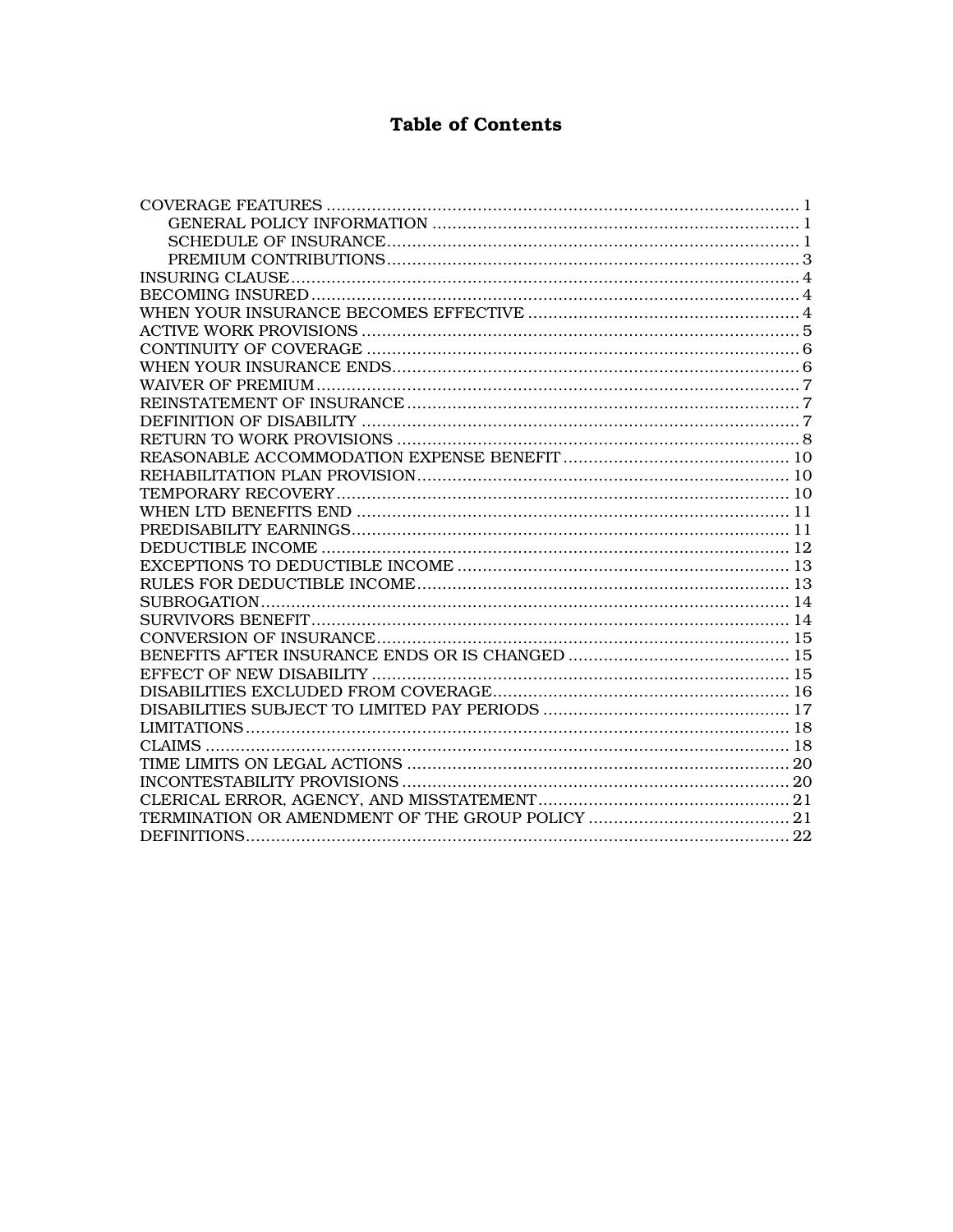# Table of Contents

| | |
|---|---|
| COVERAGE FEATURES | 1 |
| GENERAL POLICY INFORMATION | 1 |
| SCHEDULE OF INSURANCE | 1 |
| PREMIUM CONTRIBUTIONS | 3 |
| INSURING CLAUSE | 4 |
| BECOMING INSURED | 4 |
| WHEN YOUR INSURANCE BECOMES EFFECTIVE | 4 |
| ACTIVE WORK PROVISIONS | 5 |
| CONTINUITY OF COVERAGE | 6 |
| WHEN YOUR INSURANCE ENDS | 6 |
| WAIVER OF PREMIUM | 7 |
| REINSTATEMENT OF INSURANCE | 7 |
| DEFINITION OF DISABILITY | 7 |
| RETURN TO WORK PROVISIONS | 8 |
| REASONABLE ACCOMMODATION EXPENSE BENEFIT | 10 |
| REHABILITATION PLAN PROVISION | 10 |
| TEMPORARY RECOVERY | 10 |
| WHEN LTD BENEFITS END | 11 |
| PREDISABILITY EARNINGS | 11 |
| DEDUCTIBLE INCOME | 12 |
| EXCEPTIONS TO DEDUCTIBLE INCOME | 13 |
| RULES FOR DEDUCTIBLE INCOME | 13 |
| SUBROGATION | 14 |
| SURVIVORS BENEFIT | 14 |
| CONVERSION OF INSURANCE | 15 |
| BENEFITS AFTER INSURANCE ENDS OR IS CHANGED | 15 |
| EFFECT OF NEW DISABILITY | 15 |
| DISABILITIES EXCLUDED FROM COVERAGE | 16 |
| DISABILITIES SUBJECT TO LIMITED PAY PERIODS | 17 |
| LIMITATIONS | 18 |
| CLAIMS | 18 |
| TIME LIMITS ON LEGAL ACTIONS | 20 |
| INCONTESTABILITY PROVISIONS | 20 |
| CLERICAL ERROR, AGENCY, AND MISSTATEMENT | 21 |
| TERMINATION OR AMENDMENT OF THE GROUP POLICY | 21 |
| DEFINITIONS | 22 |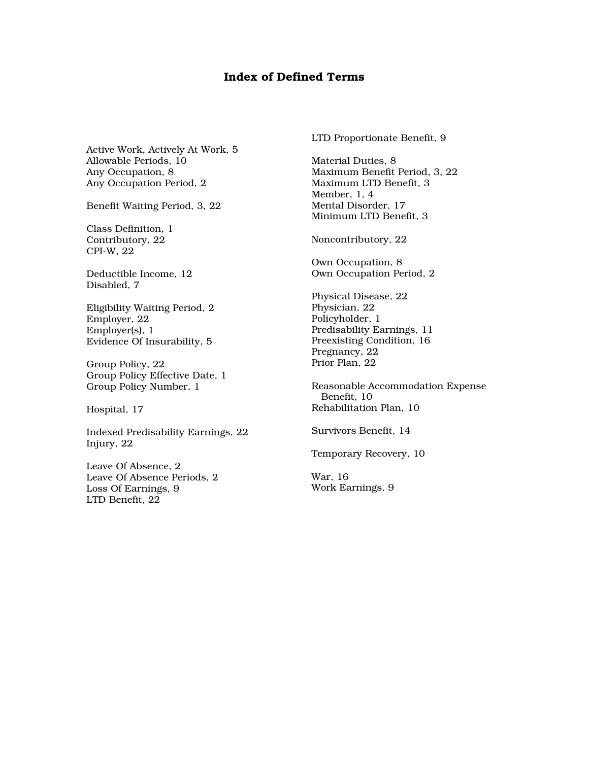# Index of Defined Terms

Active Work, Actively At Work, 5
Allowable Periods, 10
Any Occupation, 8
Any Occupation Period, 2

Benefit Waiting Period, 3, 22

Class Definition, 1
Contributory, 22
CPI-W, 22

Deductible Income, 12
Disabled, 7

Eligibility Waiting Period, 2
Employer, 22
Employer(s), 1
Evidence Of Insurability, 5

Group Policy, 22
Group Policy Effective Date, 1
Group Policy Number, 1

Hospital, 17

Indexed Predisability Earnings, 22
Injury, 22

Leave Of Absence, 2
Leave Of Absence Periods, 2
Loss Of Earnings, 9
LTD Benefit, 22

LTD Proportionate Benefit, 9

Material Duties, 8
Maximum Benefit Period, 3, 22
Maximum LTD Benefit, 3
Member, 1, 4
Mental Disorder, 17
Minimum LTD Benefit, 3

Noncontributory, 22

Own Occupation, 8
Own Occupation Period, 2

Physical Disease, 22
Physician, 22
Policyholder, 1
Predisability Earnings, 11
Preexisting Condition, 16
Pregnancy, 22
Prior Plan, 22

Reasonable Accommodation Expense Benefit, 10
Rehabilitation Plan, 10

Survivors Benefit, 14

Temporary Recovery, 10

War, 16
Work Earnings, 9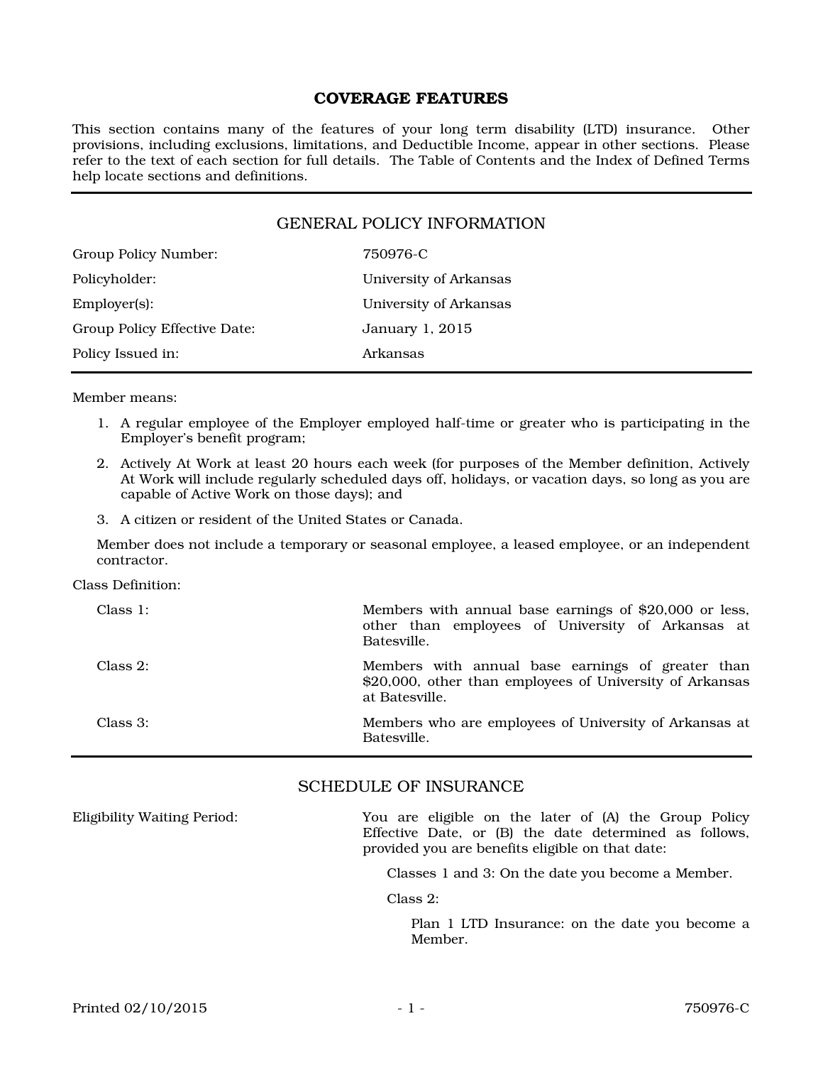# COVERAGE FEATURES

This section contains many of the features of your long term disability (LTD) insurance. Other provisions, including exclusions, limitations, and Deductible Income, appear in other sections. Please refer to the text of each section for full details. The Table of Contents and the Index of Defined Terms help locate sections and definitions.

## GENERAL POLICY INFORMATION

| | |
|---|---|
| Group Policy Number: | 750976-C |
| Policyholder: | University of Arkansas |
| Employer(s): | University of Arkansas |
| Group Policy Effective Date: | January 1, 2015 |
| Policy Issued in: | Arkansas |

Member means:

1. A regular employee of the Employer employed half-time or greater who is participating in the Employer's benefit program;
2. Actively At Work at least 20 hours each week (for purposes of the Member definition, Actively At Work will include regularly scheduled days off, holidays, or vacation days, so long as you are capable of Active Work on those days); and
3. A citizen or resident of the United States or Canada.

Member does not include a temporary or seasonal employee, a leased employee, or an independent contractor.

Class Definition:

| | |
|---|---|
| Class 1: | Members with annual base earnings of $20,000 or less, other than employees of University of Arkansas at Batesville. |
| Class 2: | Members with annual base earnings of greater than $20,000, other than employees of University of Arkansas at Batesville. |
| Class 3: | Members who are employees of University of Arkansas at Batesville. |

## SCHEDULE OF INSURANCE

Eligibility Waiting Period: You are eligible on the later of (A) the Group Policy Effective Date, or (B) the date determined as follows, provided you are benefits eligible on that date:

Classes 1 and 3: On the date you become a Member.

Class 2:

Plan 1 LTD Insurance: on the date you become a Member.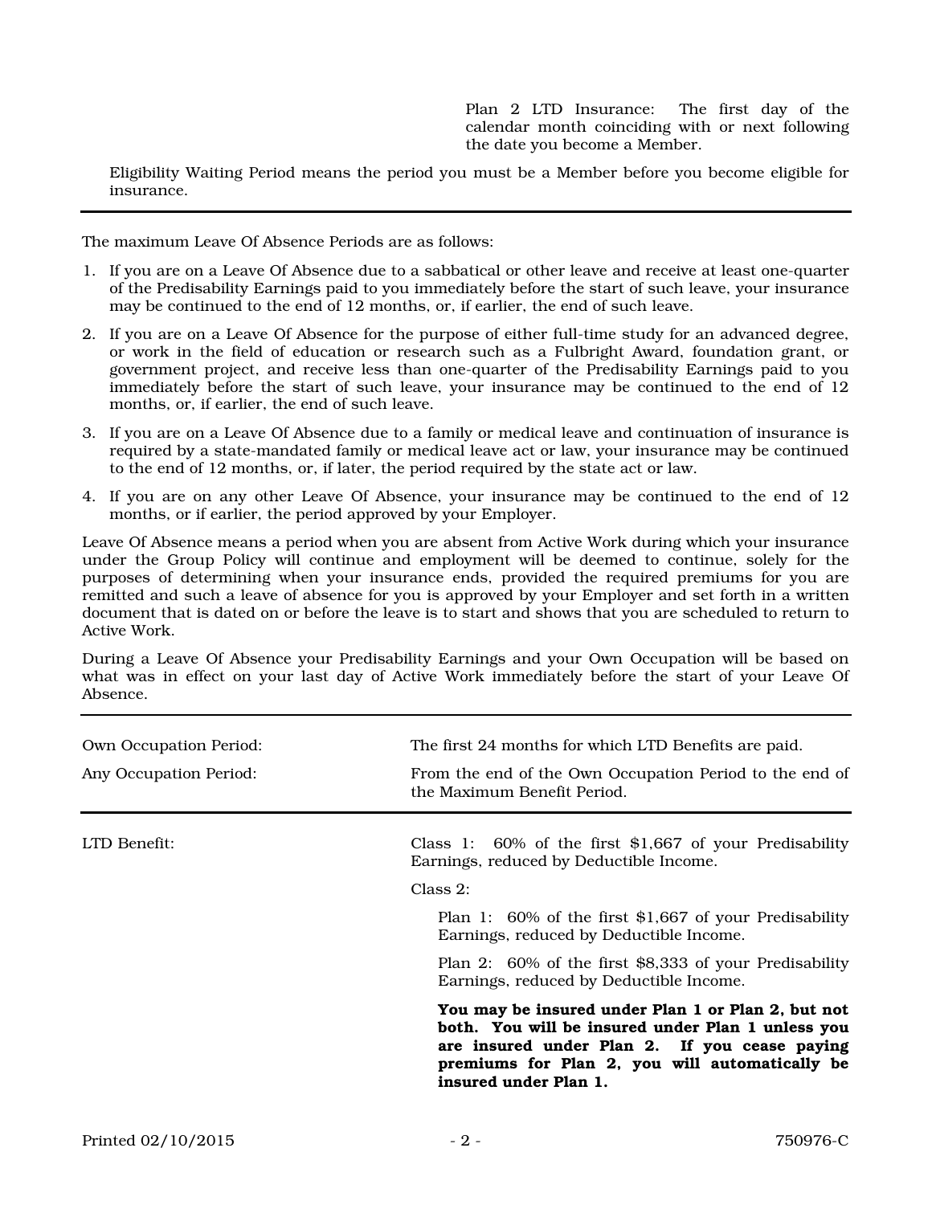Plan 2 LTD Insurance: The first day of the calendar month coinciding with or next following the date you become a Member.

Eligibility Waiting Period means the period you must be a Member before you become eligible for insurance.

---

The maximum Leave Of Absence Periods are as follows:

1. If you are on a Leave Of Absence due to a sabbatical or other leave and receive at least one-quarter of the Predisability Earnings paid to you immediately before the start of such leave, your insurance may be continued to the end of 12 months, or, if earlier, the end of such leave.
2. If you are on a Leave Of Absence for the purpose of either full-time study for an advanced degree, or work in the field of education or research such as a Fulbright Award, foundation grant, or government project, and receive less than one-quarter of the Predisability Earnings paid to you immediately before the start of such leave, your insurance may be continued to the end of 12 months, or, if earlier, the end of such leave.
3. If you are on a Leave Of Absence due to a family or medical leave and continuation of insurance is required by a state-mandated family or medical leave act or law, your insurance may be continued to the end of 12 months, or, if later, the period required by the state act or law.
4. If you are on any other Leave Of Absence, your insurance may be continued to the end of 12 months, or if earlier, the period approved by your Employer.

Leave Of Absence means a period when you are absent from Active Work during which your insurance under the Group Policy will continue and employment will be deemed to continue, solely for the purposes of determining when your insurance ends, provided the required premiums for you are remitted and such a leave of absence for you is approved by your Employer and set forth in a written document that is dated on or before the leave is to start and shows that you are scheduled to return to Active Work.

During a Leave Of Absence your Predisability Earnings and your Own Occupation will be based on what was in effect on your last day of Active Work immediately before the start of your Leave Of Absence.

---

Own Occupation Period: The first 24 months for which LTD Benefits are paid.

Any Occupation Period: From the end of the Own Occupation Period to the end of the Maximum Benefit Period.

---

LTD Benefit:

Class 1: 60% of the first $1,667 of your Predisability Earnings, reduced by Deductible Income.

Class 2:

Plan 1: 60% of the first $1,667 of your Predisability Earnings, reduced by Deductible Income.

Plan 2: 60% of the first $8,333 of your Predisability Earnings, reduced by Deductible Income.

**You may be insured under Plan 1 or Plan 2, but not both. You will be insured under Plan 1 unless you are insured under Plan 2. If you cease paying premiums for Plan 2, you will automatically be insured under Plan 1.**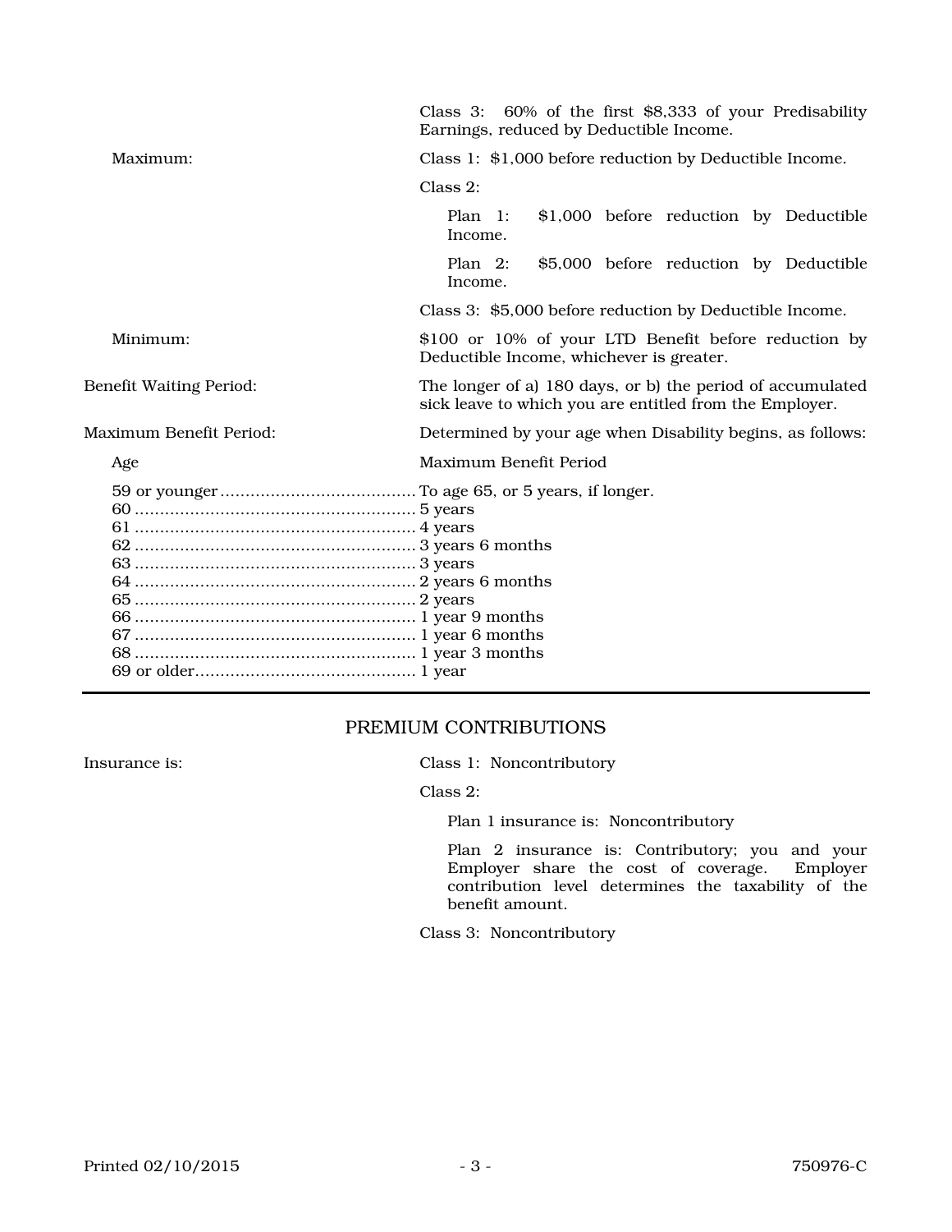Class 3: 60% of the first $8,333 of your Predisability Earnings, reduced by Deductible Income.

Maximum: Class 1: $1,000 before reduction by Deductible Income.

Class 2:

Plan 1: $1,000 before reduction by Deductible Income.

Plan 2: $5,000 before reduction by Deductible Income.

Class 3: $5,000 before reduction by Deductible Income.

Minimum: $100 or 10% of your LTD Benefit before reduction by Deductible Income, whichever is greater.

Benefit Waiting Period: The longer of a) 180 days, or b) the period of accumulated sick leave to which you are entitled from the Employer.

Maximum Benefit Period: Determined by your age when Disability begins, as follows:

| Age | Maximum Benefit Period |
| --- | --- |
| 59 or younger | To age 65, or 5 years, if longer. |
| 60 | 5 years |
| 61 | 4 years |
| 62 | 3 years 6 months |
| 63 | 3 years |
| 64 | 2 years 6 months |
| 65 | 2 years |
| 66 | 1 year 9 months |
| 67 | 1 year 6 months |
| 68 | 1 year 3 months |
| 69 or older | 1 year |

## PREMIUM CONTRIBUTIONS

Insurance is: Class 1: Noncontributory

Class 2:

Plan 1 insurance is: Noncontributory

Plan 2 insurance is: Contributory; you and your Employer share the cost of coverage. Employer contribution level determines the taxability of the benefit amount.

Class 3: Noncontributory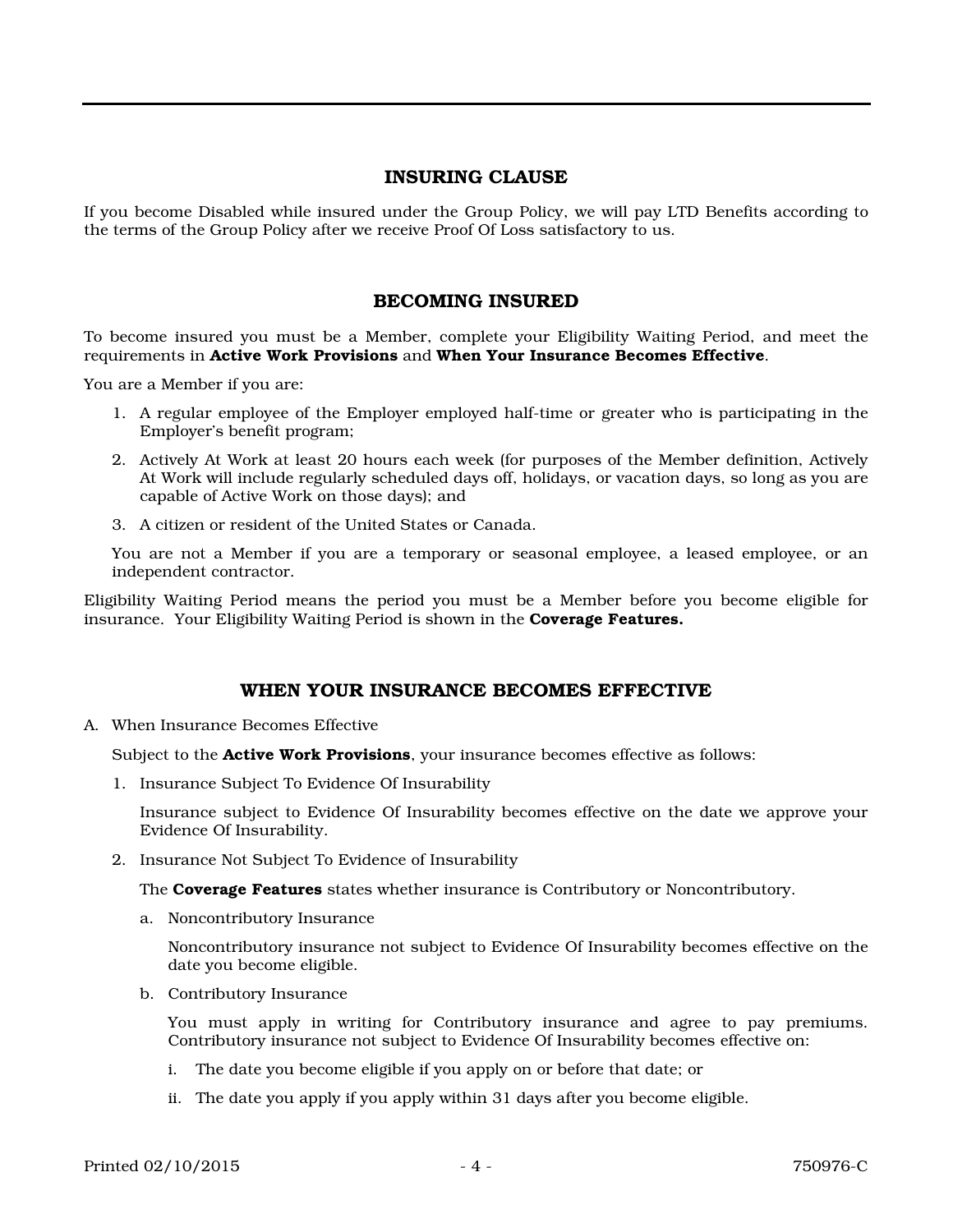## INSURING CLAUSE

If you become Disabled while insured under the Group Policy, we will pay LTD Benefits according to the terms of the Group Policy after we receive Proof Of Loss satisfactory to us.

## BECOMING INSURED

To become insured you must be a Member, complete your Eligibility Waiting Period, and meet the requirements in **Active Work Provisions** and **When Your Insurance Becomes Effective**.

You are a Member if you are:

1. A regular employee of the Employer employed half-time or greater who is participating in the Employer's benefit program;
2. Actively At Work at least 20 hours each week (for purposes of the Member definition, Actively At Work will include regularly scheduled days off, holidays, or vacation days, so long as you are capable of Active Work on those days); and
3. A citizen or resident of the United States or Canada.

You are not a Member if you are a temporary or seasonal employee, a leased employee, or an independent contractor.

Eligibility Waiting Period means the period you must be a Member before you become eligible for insurance. Your Eligibility Waiting Period is shown in the **Coverage Features.**

## WHEN YOUR INSURANCE BECOMES EFFECTIVE

A. When Insurance Becomes Effective

   Subject to the **Active Work Provisions**, your insurance becomes effective as follows:

   1. Insurance Subject To Evidence Of Insurability

      Insurance subject to Evidence Of Insurability becomes effective on the date we approve your Evidence Of Insurability.

   2. Insurance Not Subject To Evidence of Insurability

      The **Coverage Features** states whether insurance is Contributory or Noncontributory.

      a. Noncontributory Insurance

         Noncontributory insurance not subject to Evidence Of Insurability becomes effective on the date you become eligible.

      b. Contributory Insurance

         You must apply in writing for Contributory insurance and agree to pay premiums. Contributory insurance not subject to Evidence Of Insurability becomes effective on:

         i. The date you become eligible if you apply on or before that date; or

         ii. The date you apply if you apply within 31 days after you become eligible.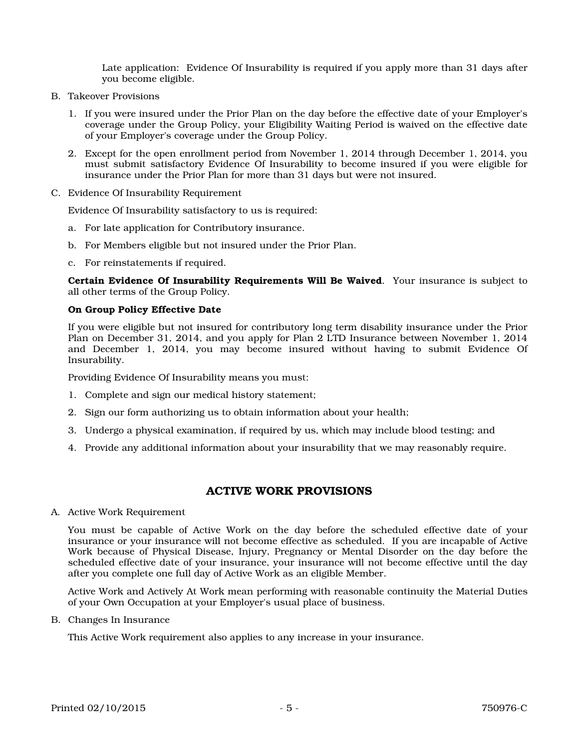Late application: Evidence Of Insurability is required if you apply more than 31 days after you become eligible.

B. Takeover Provisions

1. If you were insured under the Prior Plan on the day before the effective date of your Employer's coverage under the Group Policy, your Eligibility Waiting Period is waived on the effective date of your Employer's coverage under the Group Policy.

2. Except for the open enrollment period from November 1, 2014 through December 1, 2014, you must submit satisfactory Evidence Of Insurability to become insured if you were eligible for insurance under the Prior Plan for more than 31 days but were not insured.

C. Evidence Of Insurability Requirement

Evidence Of Insurability satisfactory to us is required:

a. For late application for Contributory insurance.

b. For Members eligible but not insured under the Prior Plan.

c. For reinstatements if required.

**Certain Evidence Of Insurability Requirements Will Be Waived**. Your insurance is subject to all other terms of the Group Policy.

**On Group Policy Effective Date**

If you were eligible but not insured for contributory long term disability insurance under the Prior Plan on December 31, 2014, and you apply for Plan 2 LTD Insurance between November 1, 2014 and December 1, 2014, you may become insured without having to submit Evidence Of Insurability.

Providing Evidence Of Insurability means you must:

1. Complete and sign our medical history statement;
2. Sign our form authorizing us to obtain information about your health;
3. Undergo a physical examination, if required by us, which may include blood testing; and
4. Provide any additional information about your insurability that we may reasonably require.

## ACTIVE WORK PROVISIONS

A. Active Work Requirement

You must be capable of Active Work on the day before the scheduled effective date of your insurance or your insurance will not become effective as scheduled. If you are incapable of Active Work because of Physical Disease, Injury, Pregnancy or Mental Disorder on the day before the scheduled effective date of your insurance, your insurance will not become effective until the day after you complete one full day of Active Work as an eligible Member.

Active Work and Actively At Work mean performing with reasonable continuity the Material Duties of your Own Occupation at your Employer's usual place of business.

B. Changes In Insurance

This Active Work requirement also applies to any increase in your insurance.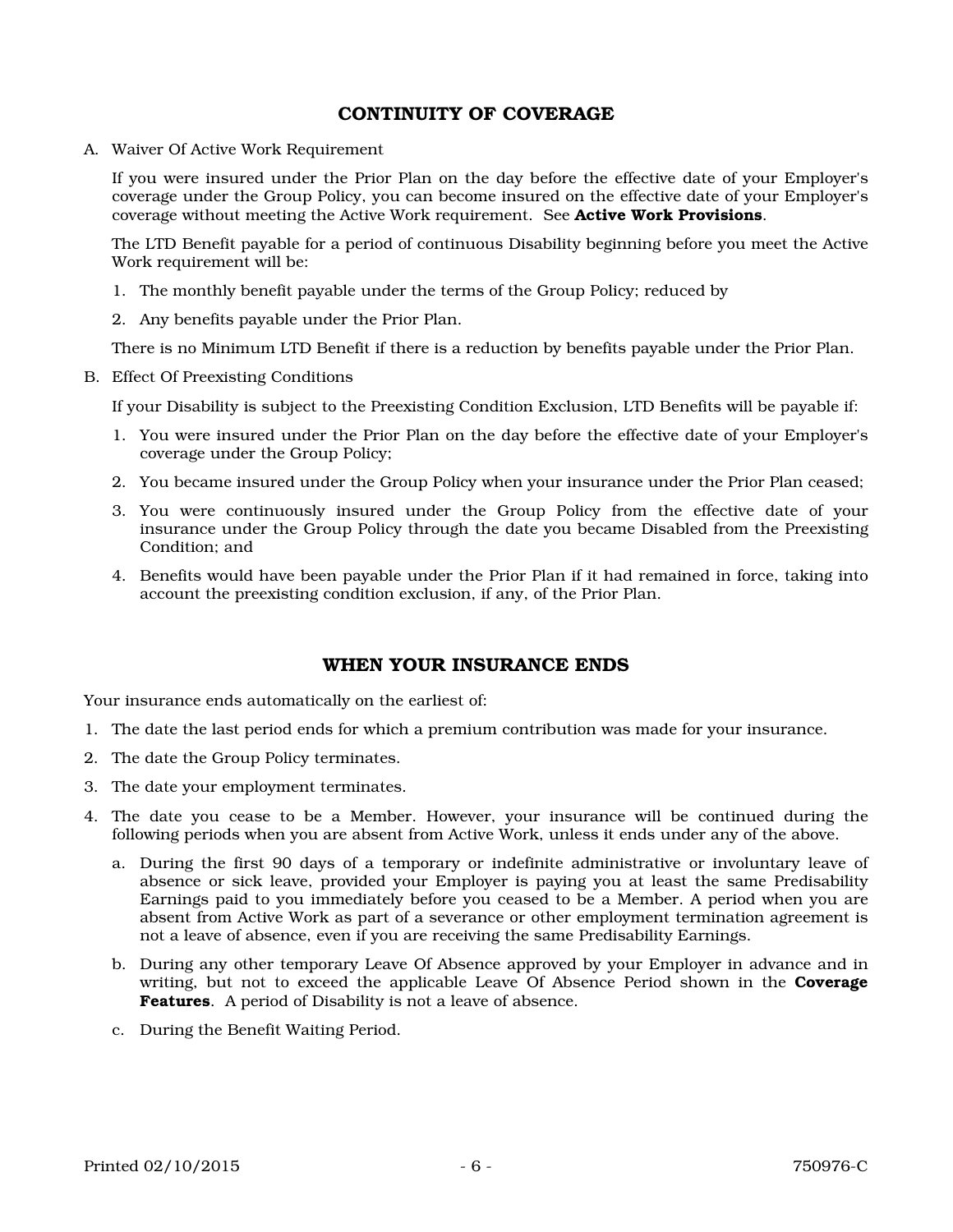## CONTINUITY OF COVERAGE

A. Waiver Of Active Work Requirement

   If you were insured under the Prior Plan on the day before the effective date of your Employer's coverage under the Group Policy, you can become insured on the effective date of your Employer's coverage without meeting the Active Work requirement. See **Active Work Provisions**.

   The LTD Benefit payable for a period of continuous Disability beginning before you meet the Active Work requirement will be:

   1. The monthly benefit payable under the terms of the Group Policy; reduced by
   2. Any benefits payable under the Prior Plan.

   There is no Minimum LTD Benefit if there is a reduction by benefits payable under the Prior Plan.

B. Effect Of Preexisting Conditions

   If your Disability is subject to the Preexisting Condition Exclusion, LTD Benefits will be payable if:

   1. You were insured under the Prior Plan on the day before the effective date of your Employer's coverage under the Group Policy;
   2. You became insured under the Group Policy when your insurance under the Prior Plan ceased;
   3. You were continuously insured under the Group Policy from the effective date of your insurance under the Group Policy through the date you became Disabled from the Preexisting Condition; and
   4. Benefits would have been payable under the Prior Plan if it had remained in force, taking into account the preexisting condition exclusion, if any, of the Prior Plan.

## WHEN YOUR INSURANCE ENDS

Your insurance ends automatically on the earliest of:

1. The date the last period ends for which a premium contribution was made for your insurance.
2. The date the Group Policy terminates.
3. The date your employment terminates.
4. The date you cease to be a Member. However, your insurance will be continued during the following periods when you are absent from Active Work, unless it ends under any of the above.
   a. During the first 90 days of a temporary or indefinite administrative or involuntary leave of absence or sick leave, provided your Employer is paying you at least the same Predisability Earnings paid to you immediately before you ceased to be a Member. A period when you are absent from Active Work as part of a severance or other employment termination agreement is not a leave of absence, even if you are receiving the same Predisability Earnings.
   b. During any other temporary Leave Of Absence approved by your Employer in advance and in writing, but not to exceed the applicable Leave Of Absence Period shown in the **Coverage Features**. A period of Disability is not a leave of absence.
   c. During the Benefit Waiting Period.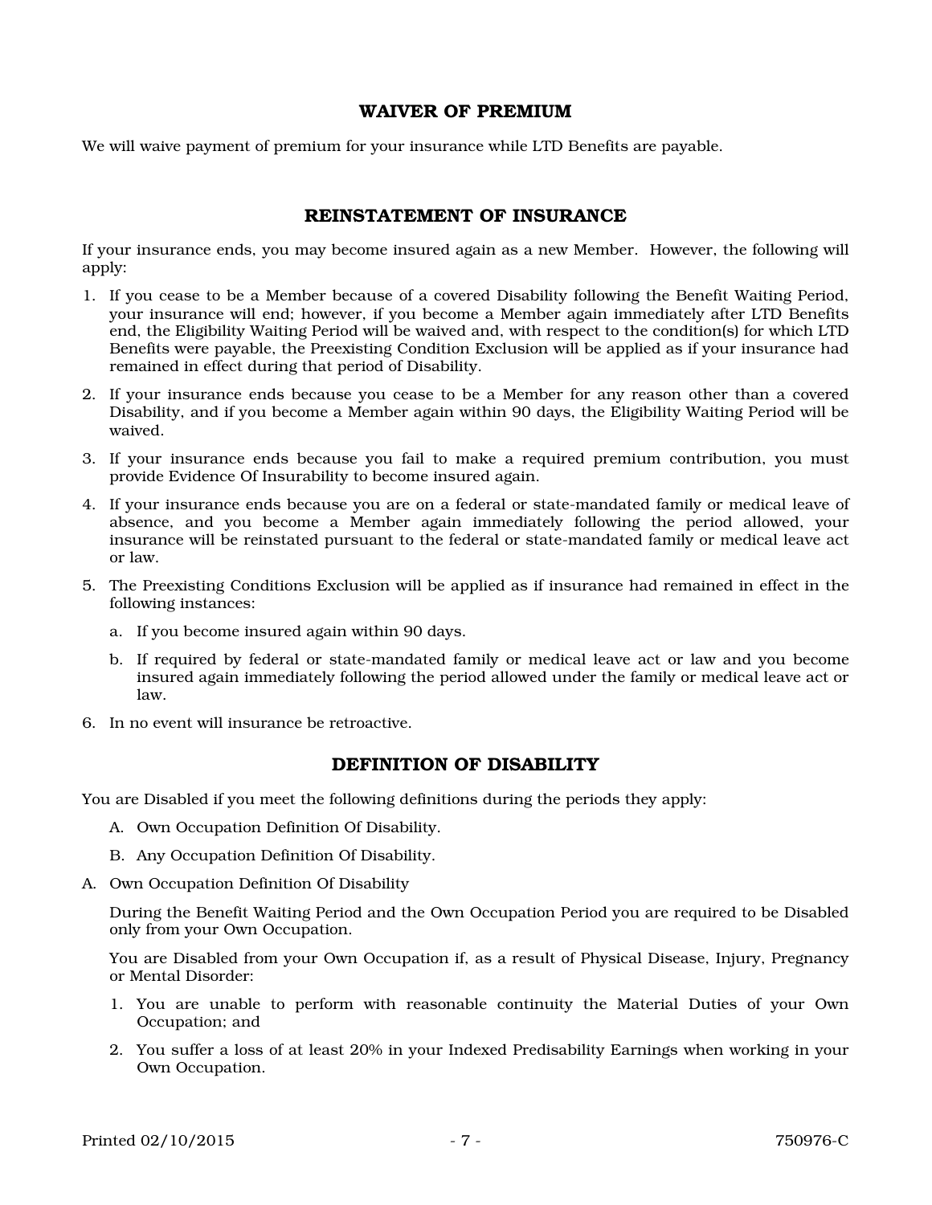## WAIVER OF PREMIUM

We will waive payment of premium for your insurance while LTD Benefits are payable.

## REINSTATEMENT OF INSURANCE

If your insurance ends, you may become insured again as a new Member. However, the following will apply:

1. If you cease to be a Member because of a covered Disability following the Benefit Waiting Period, your insurance will end; however, if you become a Member again immediately after LTD Benefits end, the Eligibility Waiting Period will be waived and, with respect to the condition(s) for which LTD Benefits were payable, the Preexisting Condition Exclusion will be applied as if your insurance had remained in effect during that period of Disability.
2. If your insurance ends because you cease to be a Member for any reason other than a covered Disability, and if you become a Member again within 90 days, the Eligibility Waiting Period will be waived.
3. If your insurance ends because you fail to make a required premium contribution, you must provide Evidence Of Insurability to become insured again.
4. If your insurance ends because you are on a federal or state-mandated family or medical leave of absence, and you become a Member again immediately following the period allowed, your insurance will be reinstated pursuant to the federal or state-mandated family or medical leave act or law.
5. The Preexisting Conditions Exclusion will be applied as if insurance had remained in effect in the following instances:
   a. If you become insured again within 90 days.
   b. If required by federal or state-mandated family or medical leave act or law and you become insured again immediately following the period allowed under the family or medical leave act or law.
6. In no event will insurance be retroactive.

## DEFINITION OF DISABILITY

You are Disabled if you meet the following definitions during the periods they apply:

A. Own Occupation Definition Of Disability.

B. Any Occupation Definition Of Disability.

A. Own Occupation Definition Of Disability

During the Benefit Waiting Period and the Own Occupation Period you are required to be Disabled only from your Own Occupation.

You are Disabled from your Own Occupation if, as a result of Physical Disease, Injury, Pregnancy or Mental Disorder:

1. You are unable to perform with reasonable continuity the Material Duties of your Own Occupation; and
2. You suffer a loss of at least 20% in your Indexed Predisability Earnings when working in your Own Occupation.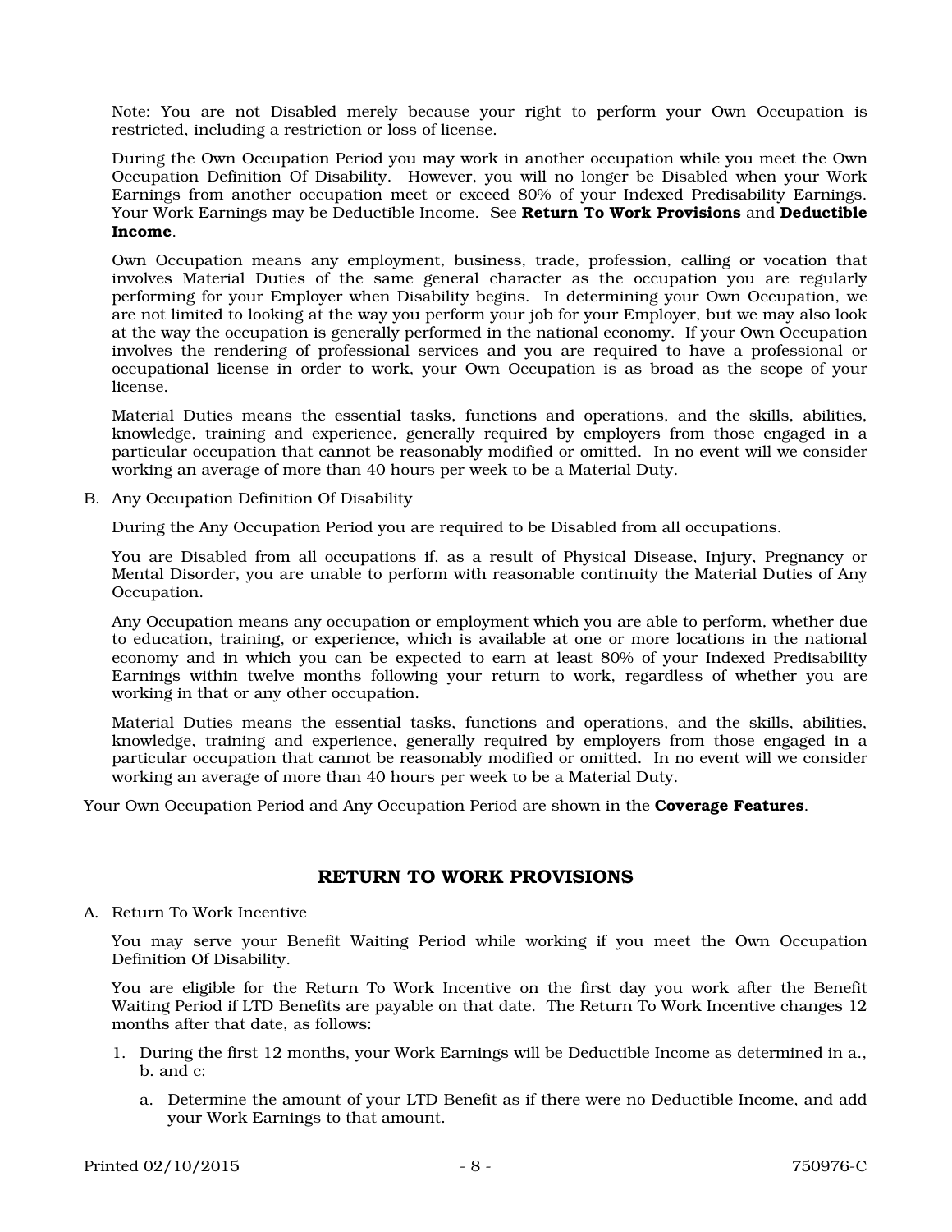Note: You are not Disabled merely because your right to perform your Own Occupation is restricted, including a restriction or loss of license.

During the Own Occupation Period you may work in another occupation while you meet the Own Occupation Definition Of Disability. However, you will no longer be Disabled when your Work Earnings from another occupation meet or exceed 80% of your Indexed Predisability Earnings. Your Work Earnings may be Deductible Income. See **Return To Work Provisions** and **Deductible Income**.

Own Occupation means any employment, business, trade, profession, calling or vocation that involves Material Duties of the same general character as the occupation you are regularly performing for your Employer when Disability begins. In determining your Own Occupation, we are not limited to looking at the way you perform your job for your Employer, but we may also look at the way the occupation is generally performed in the national economy. If your Own Occupation involves the rendering of professional services and you are required to have a professional or occupational license in order to work, your Own Occupation is as broad as the scope of your license.

Material Duties means the essential tasks, functions and operations, and the skills, abilities, knowledge, training and experience, generally required by employers from those engaged in a particular occupation that cannot be reasonably modified or omitted. In no event will we consider working an average of more than 40 hours per week to be a Material Duty.

B. Any Occupation Definition Of Disability

During the Any Occupation Period you are required to be Disabled from all occupations.

You are Disabled from all occupations if, as a result of Physical Disease, Injury, Pregnancy or Mental Disorder, you are unable to perform with reasonable continuity the Material Duties of Any Occupation.

Any Occupation means any occupation or employment which you are able to perform, whether due to education, training, or experience, which is available at one or more locations in the national economy and in which you can be expected to earn at least 80% of your Indexed Predisability Earnings within twelve months following your return to work, regardless of whether you are working in that or any other occupation.

Material Duties means the essential tasks, functions and operations, and the skills, abilities, knowledge, training and experience, generally required by employers from those engaged in a particular occupation that cannot be reasonably modified or omitted. In no event will we consider working an average of more than 40 hours per week to be a Material Duty.

Your Own Occupation Period and Any Occupation Period are shown in the **Coverage Features**.

## RETURN TO WORK PROVISIONS

A. Return To Work Incentive

You may serve your Benefit Waiting Period while working if you meet the Own Occupation Definition Of Disability.

You are eligible for the Return To Work Incentive on the first day you work after the Benefit Waiting Period if LTD Benefits are payable on that date. The Return To Work Incentive changes 12 months after that date, as follows:

1. During the first 12 months, your Work Earnings will be Deductible Income as determined in a., b. and c:
   a. Determine the amount of your LTD Benefit as if there were no Deductible Income, and add your Work Earnings to that amount.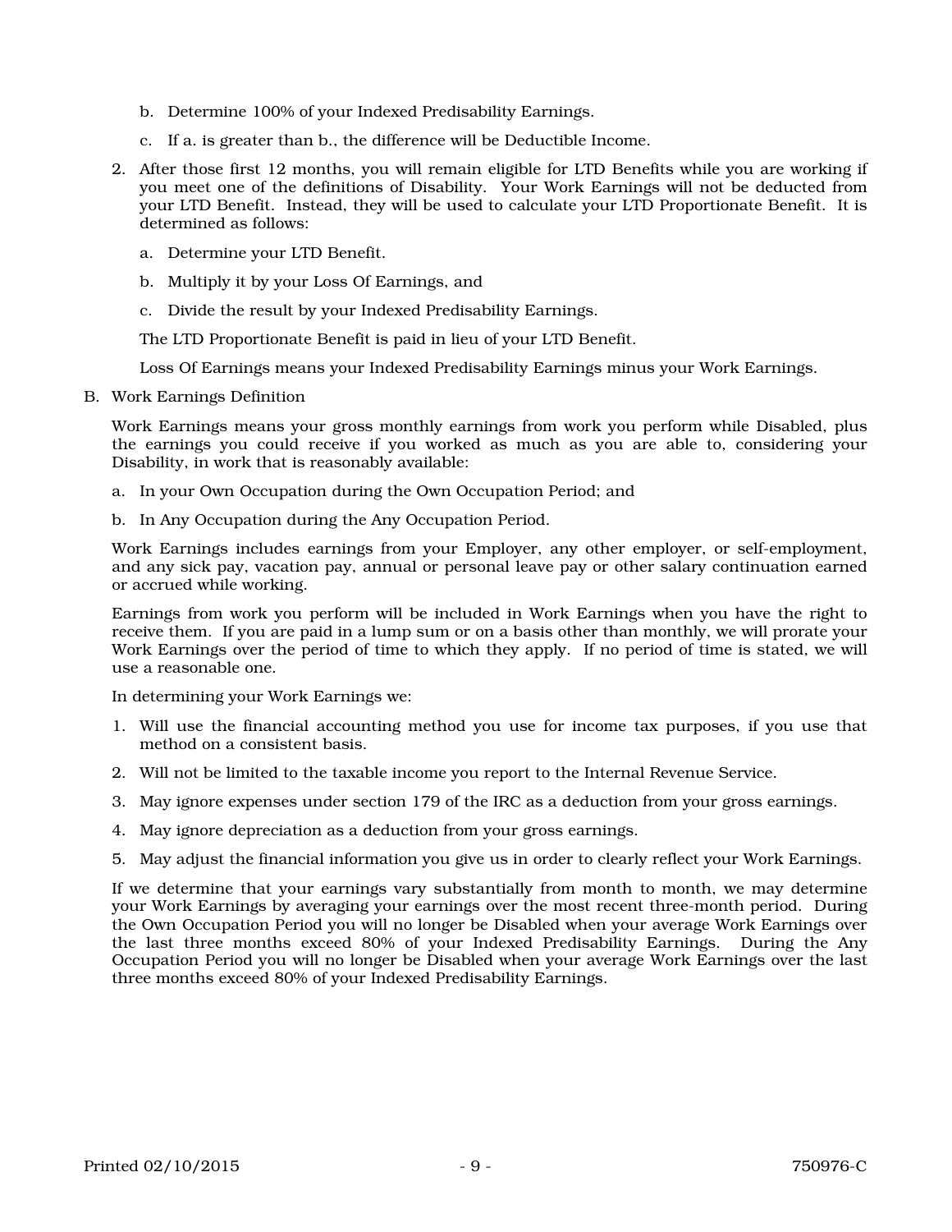b. Determine 100% of your Indexed Predisability Earnings.

c. If a. is greater than b., the difference will be Deductible Income.

2. After those first 12 months, you will remain eligible for LTD Benefits while you are working if you meet one of the definitions of Disability. Your Work Earnings will not be deducted from your LTD Benefit. Instead, they will be used to calculate your LTD Proportionate Benefit. It is determined as follows:

   a. Determine your LTD Benefit.

   b. Multiply it by your Loss Of Earnings, and

   c. Divide the result by your Indexed Predisability Earnings.

   The LTD Proportionate Benefit is paid in lieu of your LTD Benefit.

   Loss Of Earnings means your Indexed Predisability Earnings minus your Work Earnings.

B. Work Earnings Definition

Work Earnings means your gross monthly earnings from work you perform while Disabled, plus the earnings you could receive if you worked as much as you are able to, considering your Disability, in work that is reasonably available:

a. In your Own Occupation during the Own Occupation Period; and

b. In Any Occupation during the Any Occupation Period.

Work Earnings includes earnings from your Employer, any other employer, or self-employment, and any sick pay, vacation pay, annual or personal leave pay or other salary continuation earned or accrued while working.

Earnings from work you perform will be included in Work Earnings when you have the right to receive them. If you are paid in a lump sum or on a basis other than monthly, we will prorate your Work Earnings over the period of time to which they apply. If no period of time is stated, we will use a reasonable one.

In determining your Work Earnings we:

1. Will use the financial accounting method you use for income tax purposes, if you use that method on a consistent basis.
2. Will not be limited to the taxable income you report to the Internal Revenue Service.
3. May ignore expenses under section 179 of the IRC as a deduction from your gross earnings.
4. May ignore depreciation as a deduction from your gross earnings.
5. May adjust the financial information you give us in order to clearly reflect your Work Earnings.

If we determine that your earnings vary substantially from month to month, we may determine your Work Earnings by averaging your earnings over the most recent three-month period. During the Own Occupation Period you will no longer be Disabled when your average Work Earnings over the last three months exceed 80% of your Indexed Predisability Earnings. During the Any Occupation Period you will no longer be Disabled when your average Work Earnings over the last three months exceed 80% of your Indexed Predisability Earnings.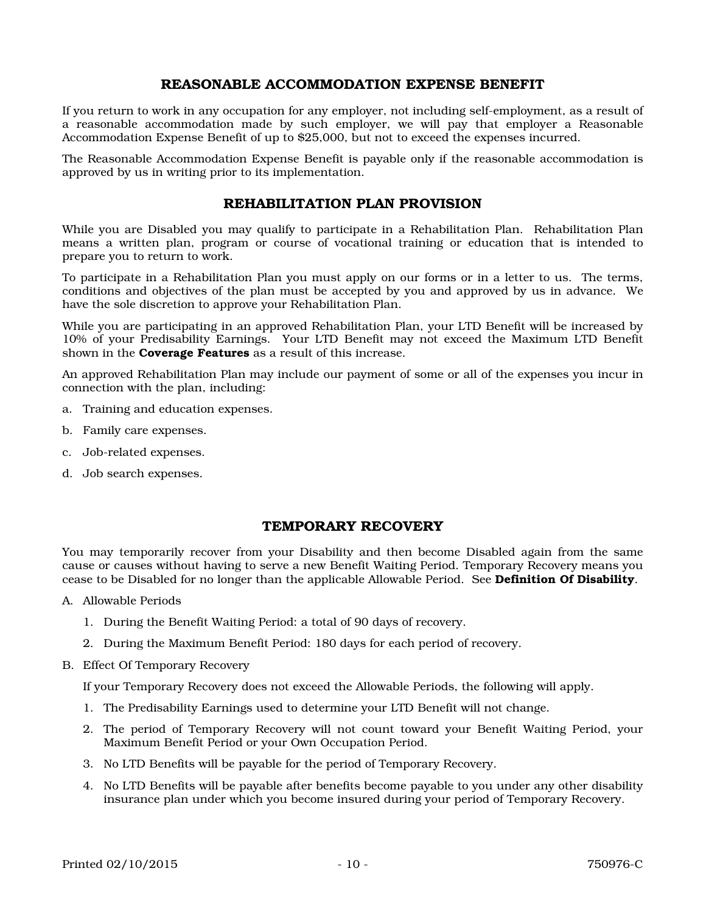## REASONABLE ACCOMMODATION EXPENSE BENEFIT

If you return to work in any occupation for any employer, not including self-employment, as a result of a reasonable accommodation made by such employer, we will pay that employer a Reasonable Accommodation Expense Benefit of up to $25,000, but not to exceed the expenses incurred.

The Reasonable Accommodation Expense Benefit is payable only if the reasonable accommodation is approved by us in writing prior to its implementation.

## REHABILITATION PLAN PROVISION

While you are Disabled you may qualify to participate in a Rehabilitation Plan. Rehabilitation Plan means a written plan, program or course of vocational training or education that is intended to prepare you to return to work.

To participate in a Rehabilitation Plan you must apply on our forms or in a letter to us. The terms, conditions and objectives of the plan must be accepted by you and approved by us in advance. We have the sole discretion to approve your Rehabilitation Plan.

While you are participating in an approved Rehabilitation Plan, your LTD Benefit will be increased by 10% of your Predisability Earnings. Your LTD Benefit may not exceed the Maximum LTD Benefit shown in the **Coverage Features** as a result of this increase.

An approved Rehabilitation Plan may include our payment of some or all of the expenses you incur in connection with the plan, including:

a. Training and education expenses.

b. Family care expenses.

c. Job-related expenses.

d. Job search expenses.

## TEMPORARY RECOVERY

You may temporarily recover from your Disability and then become Disabled again from the same cause or causes without having to serve a new Benefit Waiting Period. Temporary Recovery means you cease to be Disabled for no longer than the applicable Allowable Period. See **Definition Of Disability**.

A. Allowable Periods

   1. During the Benefit Waiting Period: a total of 90 days of recovery.
   2. During the Maximum Benefit Period: 180 days for each period of recovery.

B. Effect Of Temporary Recovery

   If your Temporary Recovery does not exceed the Allowable Periods, the following will apply.

   1. The Predisability Earnings used to determine your LTD Benefit will not change.
   2. The period of Temporary Recovery will not count toward your Benefit Waiting Period, your Maximum Benefit Period or your Own Occupation Period.
   3. No LTD Benefits will be payable for the period of Temporary Recovery.
   4. No LTD Benefits will be payable after benefits become payable to you under any other disability insurance plan under which you become insured during your period of Temporary Recovery.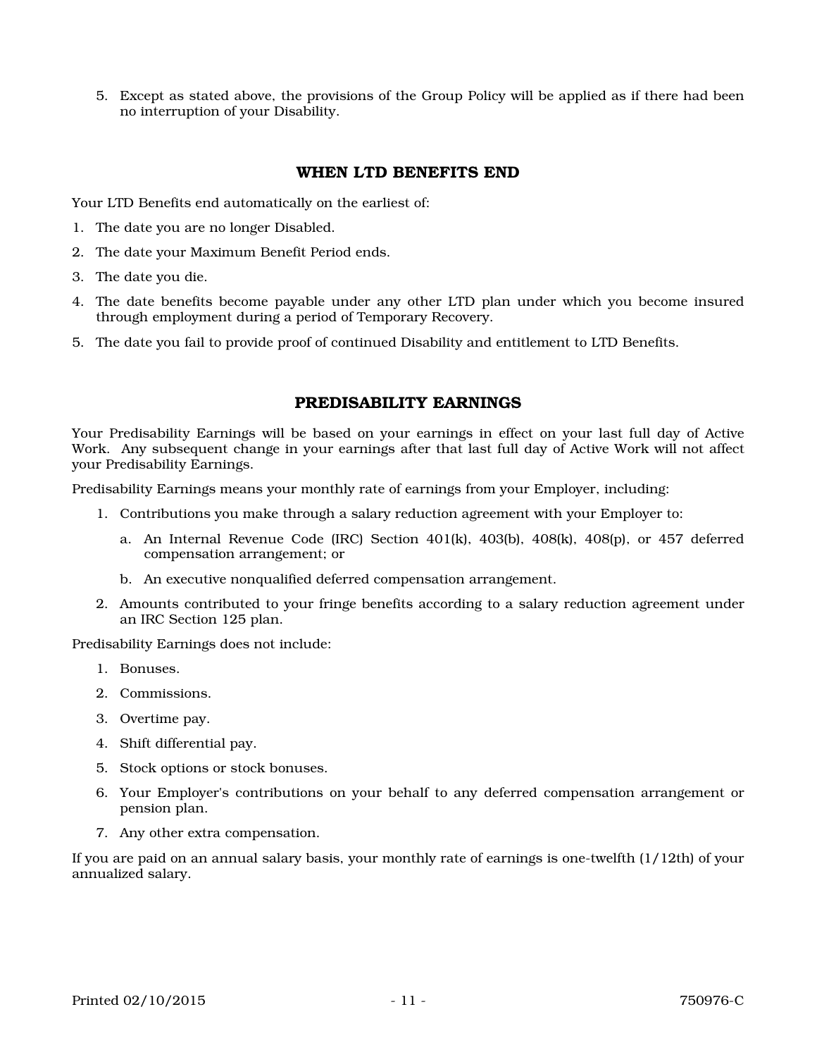5. Except as stated above, the provisions of the Group Policy will be applied as if there had been no interruption of your Disability.

## WHEN LTD BENEFITS END

Your LTD Benefits end automatically on the earliest of:

1. The date you are no longer Disabled.
2. The date your Maximum Benefit Period ends.
3. The date you die.
4. The date benefits become payable under any other LTD plan under which you become insured through employment during a period of Temporary Recovery.
5. The date you fail to provide proof of continued Disability and entitlement to LTD Benefits.

## PREDISABILITY EARNINGS

Your Predisability Earnings will be based on your earnings in effect on your last full day of Active Work. Any subsequent change in your earnings after that last full day of Active Work will not affect your Predisability Earnings.

Predisability Earnings means your monthly rate of earnings from your Employer, including:

1. Contributions you make through a salary reduction agreement with your Employer to:
   a. An Internal Revenue Code (IRC) Section 401(k), 403(b), 408(k), 408(p), or 457 deferred compensation arrangement; or
   b. An executive nonqualified deferred compensation arrangement.
2. Amounts contributed to your fringe benefits according to a salary reduction agreement under an IRC Section 125 plan.

Predisability Earnings does not include:

1. Bonuses.
2. Commissions.
3. Overtime pay.
4. Shift differential pay.
5. Stock options or stock bonuses.
6. Your Employer's contributions on your behalf to any deferred compensation arrangement or pension plan.
7. Any other extra compensation.

If you are paid on an annual salary basis, your monthly rate of earnings is one-twelfth (1/12th) of your annualized salary.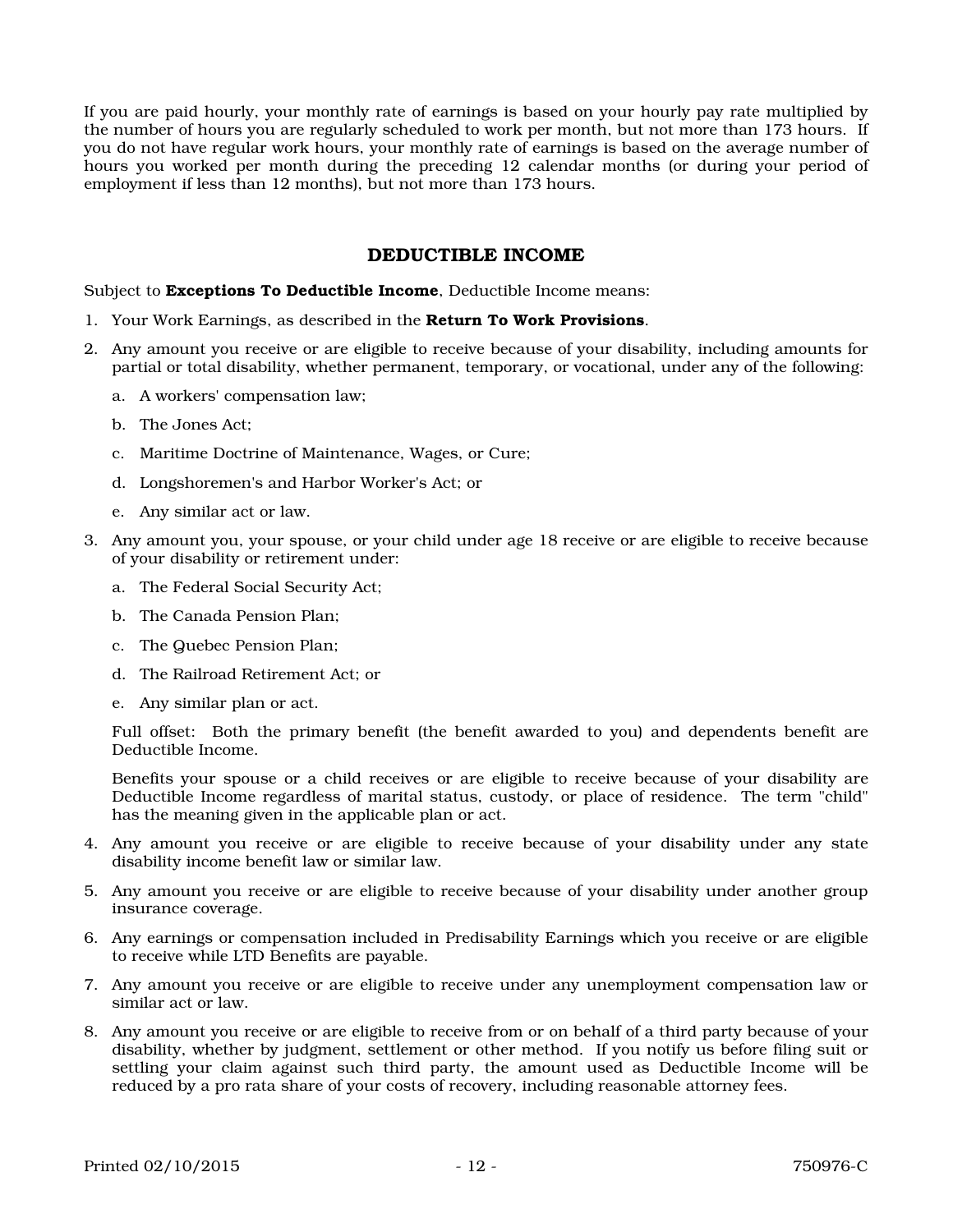If you are paid hourly, your monthly rate of earnings is based on your hourly pay rate multiplied by the number of hours you are regularly scheduled to work per month, but not more than 173 hours. If you do not have regular work hours, your monthly rate of earnings is based on the average number of hours you worked per month during the preceding 12 calendar months (or during your period of employment if less than 12 months), but not more than 173 hours.

## DEDUCTIBLE INCOME

Subject to **Exceptions To Deductible Income**, Deductible Income means:

1. Your Work Earnings, as described in the **Return To Work Provisions**.
2. Any amount you receive or are eligible to receive because of your disability, including amounts for partial or total disability, whether permanent, temporary, or vocational, under any of the following:
   a. A workers' compensation law;
   b. The Jones Act;
   c. Maritime Doctrine of Maintenance, Wages, or Cure;
   d. Longshoremen's and Harbor Worker's Act; or
   e. Any similar act or law.
3. Any amount you, your spouse, or your child under age 18 receive or are eligible to receive because of your disability or retirement under:
   a. The Federal Social Security Act;
   b. The Canada Pension Plan;
   c. The Quebec Pension Plan;
   d. The Railroad Retirement Act; or
   e. Any similar plan or act.

   Full offset: Both the primary benefit (the benefit awarded to you) and dependents benefit are Deductible Income.

   Benefits your spouse or a child receives or are eligible to receive because of your disability are Deductible Income regardless of marital status, custody, or place of residence. The term "child" has the meaning given in the applicable plan or act.
4. Any amount you receive or are eligible to receive because of your disability under any state disability income benefit law or similar law.
5. Any amount you receive or are eligible to receive because of your disability under another group insurance coverage.
6. Any earnings or compensation included in Predisability Earnings which you receive or are eligible to receive while LTD Benefits are payable.
7. Any amount you receive or are eligible to receive under any unemployment compensation law or similar act or law.
8. Any amount you receive or are eligible to receive from or on behalf of a third party because of your disability, whether by judgment, settlement or other method. If you notify us before filing suit or settling your claim against such third party, the amount used as Deductible Income will be reduced by a pro rata share of your costs of recovery, including reasonable attorney fees.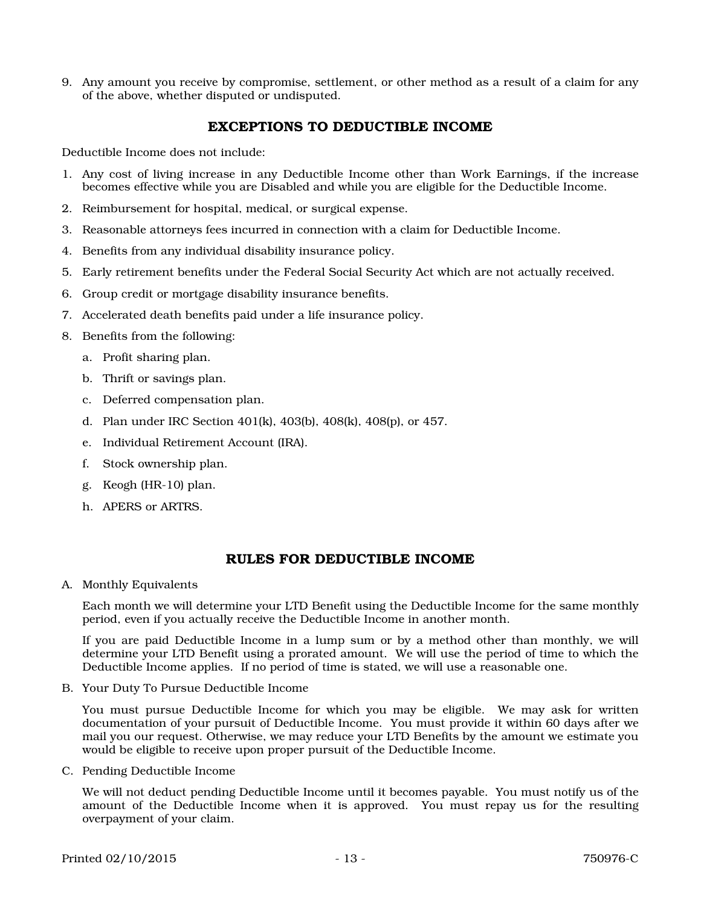9. Any amount you receive by compromise, settlement, or other method as a result of a claim for any of the above, whether disputed or undisputed.

## EXCEPTIONS TO DEDUCTIBLE INCOME

Deductible Income does not include:

1. Any cost of living increase in any Deductible Income other than Work Earnings, if the increase becomes effective while you are Disabled and while you are eligible for the Deductible Income.
2. Reimbursement for hospital, medical, or surgical expense.
3. Reasonable attorneys fees incurred in connection with a claim for Deductible Income.
4. Benefits from any individual disability insurance policy.
5. Early retirement benefits under the Federal Social Security Act which are not actually received.
6. Group credit or mortgage disability insurance benefits.
7. Accelerated death benefits paid under a life insurance policy.
8. Benefits from the following:
   a. Profit sharing plan.
   b. Thrift or savings plan.
   c. Deferred compensation plan.
   d. Plan under IRC Section 401(k), 403(b), 408(k), 408(p), or 457.
   e. Individual Retirement Account (IRA).
   f. Stock ownership plan.
   g. Keogh (HR-10) plan.
   h. APERS or ARTRS.

## RULES FOR DEDUCTIBLE INCOME

A. Monthly Equivalents

   Each month we will determine your LTD Benefit using the Deductible Income for the same monthly period, even if you actually receive the Deductible Income in another month.

   If you are paid Deductible Income in a lump sum or by a method other than monthly, we will determine your LTD Benefit using a prorated amount. We will use the period of time to which the Deductible Income applies. If no period of time is stated, we will use a reasonable one.

B. Your Duty To Pursue Deductible Income

   You must pursue Deductible Income for which you may be eligible. We may ask for written documentation of your pursuit of Deductible Income. You must provide it within 60 days after we mail you our request. Otherwise, we may reduce your LTD Benefits by the amount we estimate you would be eligible to receive upon proper pursuit of the Deductible Income.

C. Pending Deductible Income

   We will not deduct pending Deductible Income until it becomes payable. You must notify us of the amount of the Deductible Income when it is approved. You must repay us for the resulting overpayment of your claim.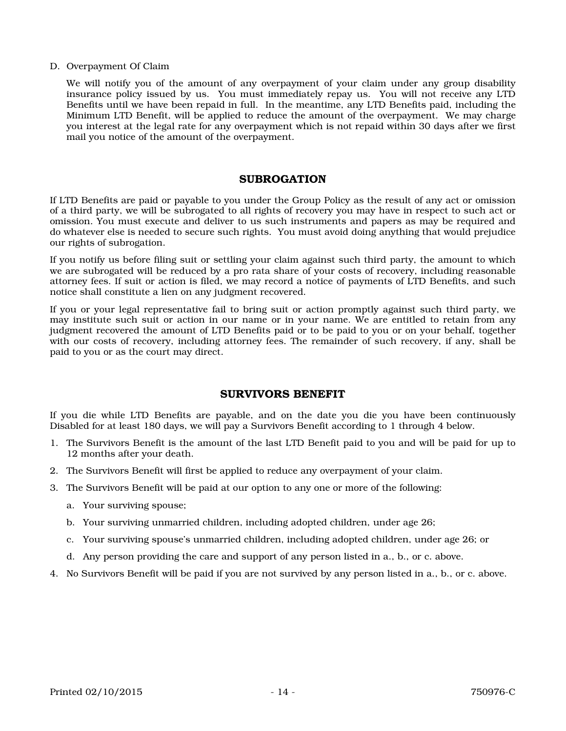D. Overpayment Of Claim

We will notify you of the amount of any overpayment of your claim under any group disability insurance policy issued by us. You must immediately repay us. You will not receive any LTD Benefits until we have been repaid in full. In the meantime, any LTD Benefits paid, including the Minimum LTD Benefit, will be applied to reduce the amount of the overpayment. We may charge you interest at the legal rate for any overpayment which is not repaid within 30 days after we first mail you notice of the amount of the overpayment.

## SUBROGATION

If LTD Benefits are paid or payable to you under the Group Policy as the result of any act or omission of a third party, we will be subrogated to all rights of recovery you may have in respect to such act or omission. You must execute and deliver to us such instruments and papers as may be required and do whatever else is needed to secure such rights. You must avoid doing anything that would prejudice our rights of subrogation.

If you notify us before filing suit or settling your claim against such third party, the amount to which we are subrogated will be reduced by a pro rata share of your costs of recovery, including reasonable attorney fees. If suit or action is filed, we may record a notice of payments of LTD Benefits, and such notice shall constitute a lien on any judgment recovered.

If you or your legal representative fail to bring suit or action promptly against such third party, we may institute such suit or action in our name or in your name. We are entitled to retain from any judgment recovered the amount of LTD Benefits paid or to be paid to you or on your behalf, together with our costs of recovery, including attorney fees. The remainder of such recovery, if any, shall be paid to you or as the court may direct.

## SURVIVORS BENEFIT

If you die while LTD Benefits are payable, and on the date you die you have been continuously Disabled for at least 180 days, we will pay a Survivors Benefit according to 1 through 4 below.

1. The Survivors Benefit is the amount of the last LTD Benefit paid to you and will be paid for up to 12 months after your death.
2. The Survivors Benefit will first be applied to reduce any overpayment of your claim.
3. The Survivors Benefit will be paid at our option to any one or more of the following:
   a. Your surviving spouse;
   b. Your surviving unmarried children, including adopted children, under age 26;
   c. Your surviving spouse's unmarried children, including adopted children, under age 26; or
   d. Any person providing the care and support of any person listed in a., b., or c. above.
4. No Survivors Benefit will be paid if you are not survived by any person listed in a., b., or c. above.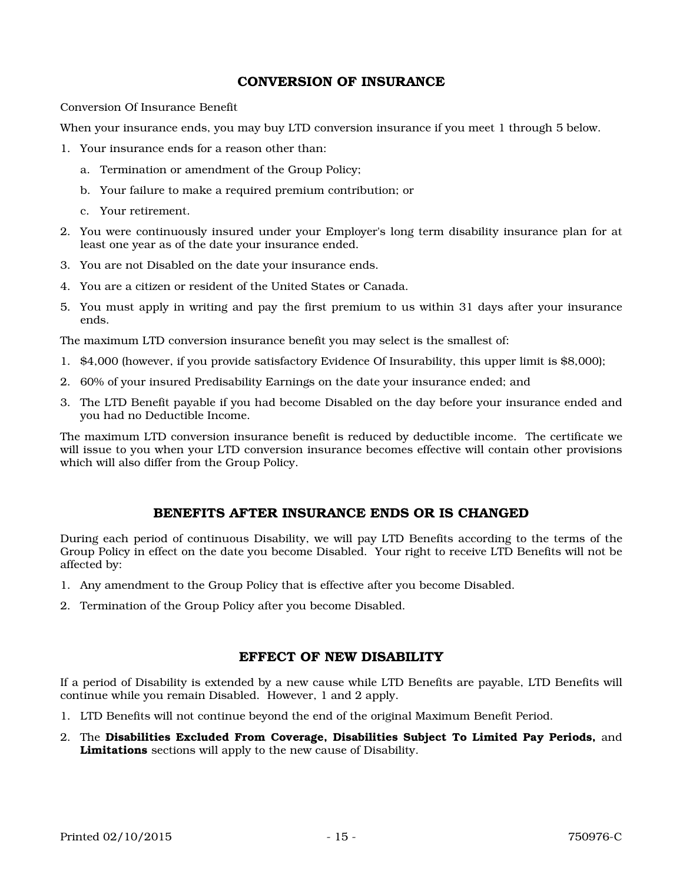## CONVERSION OF INSURANCE

Conversion Of Insurance Benefit

When your insurance ends, you may buy LTD conversion insurance if you meet 1 through 5 below.

1. Your insurance ends for a reason other than:
   a. Termination or amendment of the Group Policy;
   b. Your failure to make a required premium contribution; or
   c. Your retirement.
2. You were continuously insured under your Employer's long term disability insurance plan for at least one year as of the date your insurance ended.
3. You are not Disabled on the date your insurance ends.
4. You are a citizen or resident of the United States or Canada.
5. You must apply in writing and pay the first premium to us within 31 days after your insurance ends.

The maximum LTD conversion insurance benefit you may select is the smallest of:

1. $4,000 (however, if you provide satisfactory Evidence Of Insurability, this upper limit is $8,000);
2. 60% of your insured Predisability Earnings on the date your insurance ended; and
3. The LTD Benefit payable if you had become Disabled on the day before your insurance ended and you had no Deductible Income.

The maximum LTD conversion insurance benefit is reduced by deductible income. The certificate we will issue to you when your LTD conversion insurance becomes effective will contain other provisions which will also differ from the Group Policy.

## BENEFITS AFTER INSURANCE ENDS OR IS CHANGED

During each period of continuous Disability, we will pay LTD Benefits according to the terms of the Group Policy in effect on the date you become Disabled. Your right to receive LTD Benefits will not be affected by:

1. Any amendment to the Group Policy that is effective after you become Disabled.
2. Termination of the Group Policy after you become Disabled.

## EFFECT OF NEW DISABILITY

If a period of Disability is extended by a new cause while LTD Benefits are payable, LTD Benefits will continue while you remain Disabled. However, 1 and 2 apply.

1. LTD Benefits will not continue beyond the end of the original Maximum Benefit Period.
2. The **Disabilities Excluded From Coverage, Disabilities Subject To Limited Pay Periods,** and **Limitations** sections will apply to the new cause of Disability.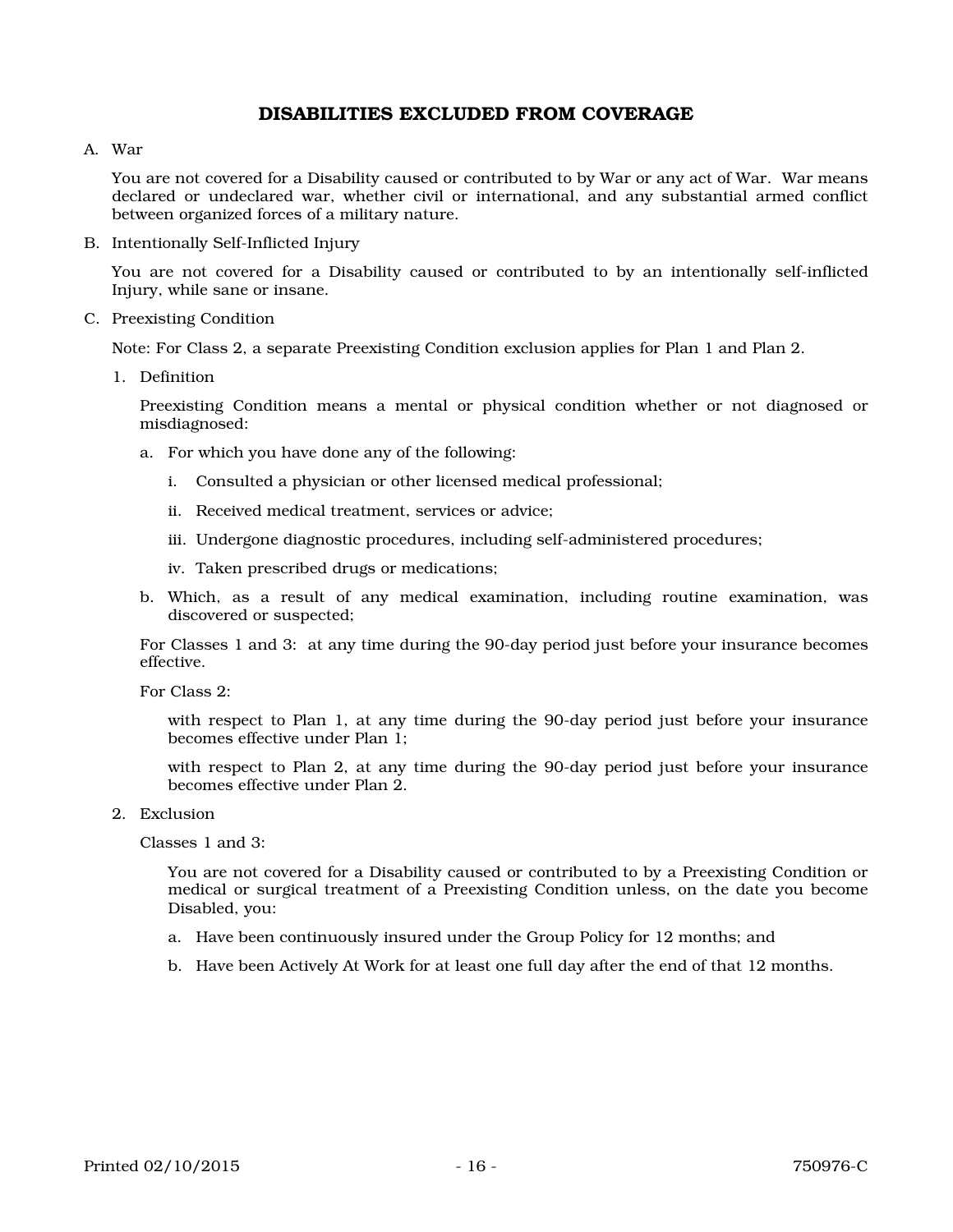## DISABILITIES EXCLUDED FROM COVERAGE

A. War

You are not covered for a Disability caused or contributed to by War or any act of War. War means declared or undeclared war, whether civil or international, and any substantial armed conflict between organized forces of a military nature.

B. Intentionally Self-Inflicted Injury

You are not covered for a Disability caused or contributed to by an intentionally self-inflicted Injury, while sane or insane.

C. Preexisting Condition

Note: For Class 2, a separate Preexisting Condition exclusion applies for Plan 1 and Plan 2.

1. Definition

   Preexisting Condition means a mental or physical condition whether or not diagnosed or misdiagnosed:

   a. For which you have done any of the following:

      i. Consulted a physician or other licensed medical professional;

      ii. Received medical treatment, services or advice;

      iii. Undergone diagnostic procedures, including self-administered procedures;

      iv. Taken prescribed drugs or medications;

   b. Which, as a result of any medical examination, including routine examination, was discovered or suspected;

   For Classes 1 and 3: at any time during the 90-day period just before your insurance becomes effective.

   For Class 2:

   with respect to Plan 1, at any time during the 90-day period just before your insurance becomes effective under Plan 1;

   with respect to Plan 2, at any time during the 90-day period just before your insurance becomes effective under Plan 2.

2. Exclusion

   Classes 1 and 3:

   You are not covered for a Disability caused or contributed to by a Preexisting Condition or medical or surgical treatment of a Preexisting Condition unless, on the date you become Disabled, you:

   a. Have been continuously insured under the Group Policy for 12 months; and

   b. Have been Actively At Work for at least one full day after the end of that 12 months.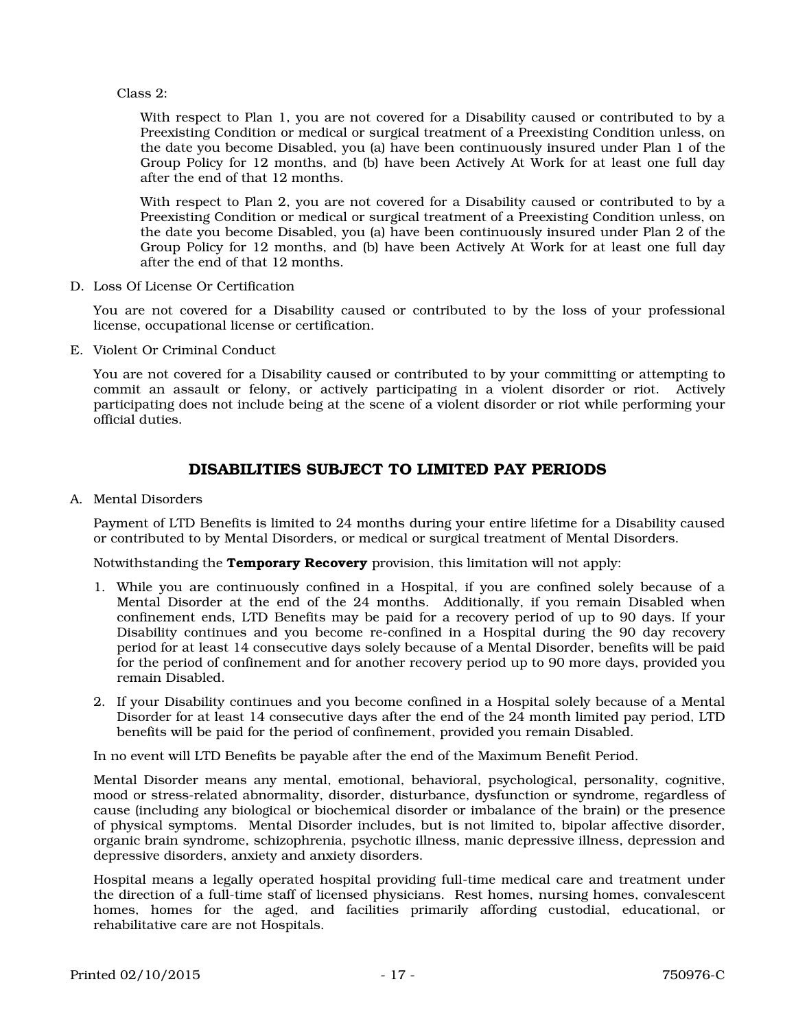Class 2:

With respect to Plan 1, you are not covered for a Disability caused or contributed to by a Preexisting Condition or medical or surgical treatment of a Preexisting Condition unless, on the date you become Disabled, you (a) have been continuously insured under Plan 1 of the Group Policy for 12 months, and (b) have been Actively At Work for at least one full day after the end of that 12 months.

With respect to Plan 2, you are not covered for a Disability caused or contributed to by a Preexisting Condition or medical or surgical treatment of a Preexisting Condition unless, on the date you become Disabled, you (a) have been continuously insured under Plan 2 of the Group Policy for 12 months, and (b) have been Actively At Work for at least one full day after the end of that 12 months.

D. Loss Of License Or Certification

You are not covered for a Disability caused or contributed to by the loss of your professional license, occupational license or certification.

E. Violent Or Criminal Conduct

You are not covered for a Disability caused or contributed to by your committing or attempting to commit an assault or felony, or actively participating in a violent disorder or riot. Actively participating does not include being at the scene of a violent disorder or riot while performing your official duties.

## DISABILITIES SUBJECT TO LIMITED PAY PERIODS

A. Mental Disorders

Payment of LTD Benefits is limited to 24 months during your entire lifetime for a Disability caused or contributed to by Mental Disorders, or medical or surgical treatment of Mental Disorders.

Notwithstanding the **Temporary Recovery** provision, this limitation will not apply:

1. While you are continuously confined in a Hospital, if you are confined solely because of a Mental Disorder at the end of the 24 months. Additionally, if you remain Disabled when confinement ends, LTD Benefits may be paid for a recovery period of up to 90 days. If your Disability continues and you become re-confined in a Hospital during the 90 day recovery period for at least 14 consecutive days solely because of a Mental Disorder, benefits will be paid for the period of confinement and for another recovery period up to 90 more days, provided you remain Disabled.
2. If your Disability continues and you become confined in a Hospital solely because of a Mental Disorder for at least 14 consecutive days after the end of the 24 month limited pay period, LTD benefits will be paid for the period of confinement, provided you remain Disabled.

In no event will LTD Benefits be payable after the end of the Maximum Benefit Period.

Mental Disorder means any mental, emotional, behavioral, psychological, personality, cognitive, mood or stress-related abnormality, disorder, disturbance, dysfunction or syndrome, regardless of cause (including any biological or biochemical disorder or imbalance of the brain) or the presence of physical symptoms. Mental Disorder includes, but is not limited to, bipolar affective disorder, organic brain syndrome, schizophrenia, psychotic illness, manic depressive illness, depression and depressive disorders, anxiety and anxiety disorders.

Hospital means a legally operated hospital providing full-time medical care and treatment under the direction of a full-time staff of licensed physicians. Rest homes, nursing homes, convalescent homes, homes for the aged, and facilities primarily affording custodial, educational, or rehabilitative care are not Hospitals.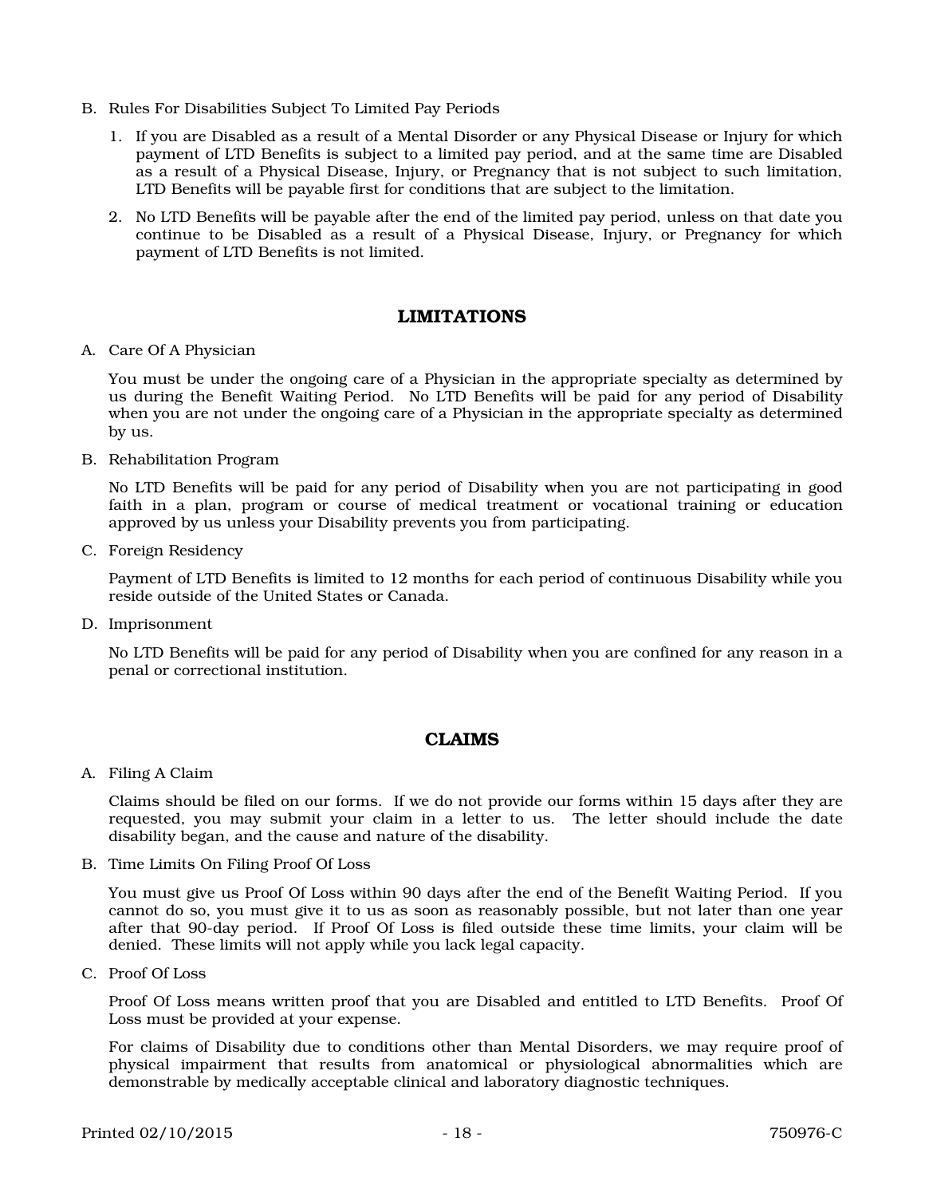B. Rules For Disabilities Subject To Limited Pay Periods

1. If you are Disabled as a result of a Mental Disorder or any Physical Disease or Injury for which payment of LTD Benefits is subject to a limited pay period, and at the same time are Disabled as a result of a Physical Disease, Injury, or Pregnancy that is not subject to such limitation, LTD Benefits will be payable first for conditions that are subject to the limitation.
2. No LTD Benefits will be payable after the end of the limited pay period, unless on that date you continue to be Disabled as a result of a Physical Disease, Injury, or Pregnancy for which payment of LTD Benefits is not limited.

## LIMITATIONS

A. Care Of A Physician

You must be under the ongoing care of a Physician in the appropriate specialty as determined by us during the Benefit Waiting Period. No LTD Benefits will be paid for any period of Disability when you are not under the ongoing care of a Physician in the appropriate specialty as determined by us.

B. Rehabilitation Program

No LTD Benefits will be paid for any period of Disability when you are not participating in good faith in a plan, program or course of medical treatment or vocational training or education approved by us unless your Disability prevents you from participating.

C. Foreign Residency

Payment of LTD Benefits is limited to 12 months for each period of continuous Disability while you reside outside of the United States or Canada.

D. Imprisonment

No LTD Benefits will be paid for any period of Disability when you are confined for any reason in a penal or correctional institution.

## CLAIMS

A. Filing A Claim

Claims should be filed on our forms. If we do not provide our forms within 15 days after they are requested, you may submit your claim in a letter to us. The letter should include the date disability began, and the cause and nature of the disability.

B. Time Limits On Filing Proof Of Loss

You must give us Proof Of Loss within 90 days after the end of the Benefit Waiting Period. If you cannot do so, you must give it to us as soon as reasonably possible, but not later than one year after that 90-day period. If Proof Of Loss is filed outside these time limits, your claim will be denied. These limits will not apply while you lack legal capacity.

C. Proof Of Loss

Proof Of Loss means written proof that you are Disabled and entitled to LTD Benefits. Proof Of Loss must be provided at your expense.

For claims of Disability due to conditions other than Mental Disorders, we may require proof of physical impairment that results from anatomical or physiological abnormalities which are demonstrable by medically acceptable clinical and laboratory diagnostic techniques.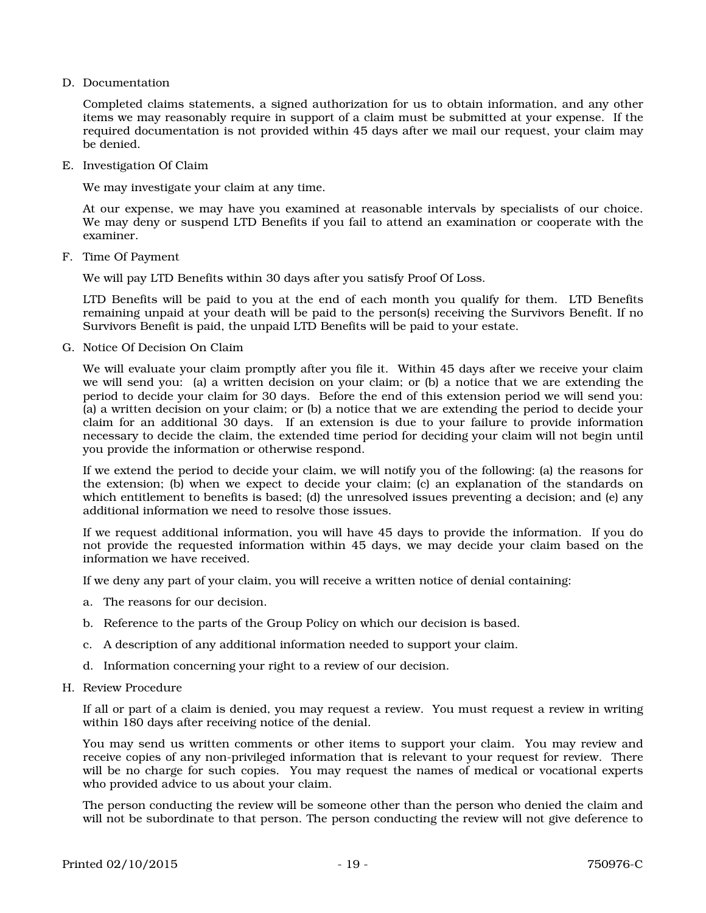D. Documentation

Completed claims statements, a signed authorization for us to obtain information, and any other items we may reasonably require in support of a claim must be submitted at your expense. If the required documentation is not provided within 45 days after we mail our request, your claim may be denied.

E. Investigation Of Claim

We may investigate your claim at any time.

At our expense, we may have you examined at reasonable intervals by specialists of our choice. We may deny or suspend LTD Benefits if you fail to attend an examination or cooperate with the examiner.

F. Time Of Payment

We will pay LTD Benefits within 30 days after you satisfy Proof Of Loss.

LTD Benefits will be paid to you at the end of each month you qualify for them. LTD Benefits remaining unpaid at your death will be paid to the person(s) receiving the Survivors Benefit. If no Survivors Benefit is paid, the unpaid LTD Benefits will be paid to your estate.

G. Notice Of Decision On Claim

We will evaluate your claim promptly after you file it. Within 45 days after we receive your claim we will send you: (a) a written decision on your claim; or (b) a notice that we are extending the period to decide your claim for 30 days. Before the end of this extension period we will send you: (a) a written decision on your claim; or (b) a notice that we are extending the period to decide your claim for an additional 30 days. If an extension is due to your failure to provide information necessary to decide the claim, the extended time period for deciding your claim will not begin until you provide the information or otherwise respond.

If we extend the period to decide your claim, we will notify you of the following: (a) the reasons for the extension; (b) when we expect to decide your claim; (c) an explanation of the standards on which entitlement to benefits is based; (d) the unresolved issues preventing a decision; and (e) any additional information we need to resolve those issues.

If we request additional information, you will have 45 days to provide the information. If you do not provide the requested information within 45 days, we may decide your claim based on the information we have received.

If we deny any part of your claim, you will receive a written notice of denial containing:

a. The reasons for our decision.

b. Reference to the parts of the Group Policy on which our decision is based.

c. A description of any additional information needed to support your claim.

d. Information concerning your right to a review of our decision.

H. Review Procedure

If all or part of a claim is denied, you may request a review. You must request a review in writing within 180 days after receiving notice of the denial.

You may send us written comments or other items to support your claim. You may review and receive copies of any non-privileged information that is relevant to your request for review. There will be no charge for such copies. You may request the names of medical or vocational experts who provided advice to us about your claim.

The person conducting the review will be someone other than the person who denied the claim and will not be subordinate to that person. The person conducting the review will not give deference to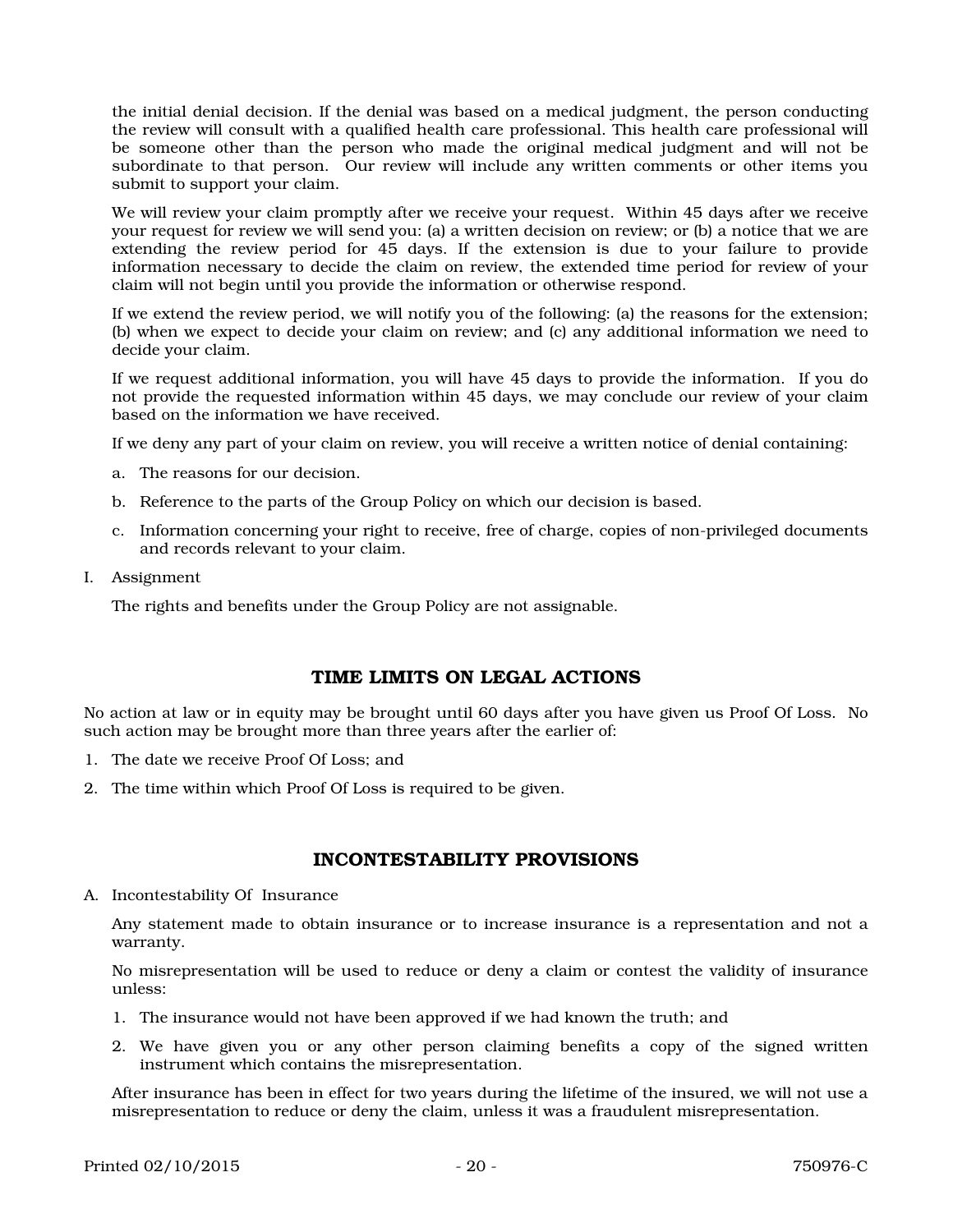the initial denial decision. If the denial was based on a medical judgment, the person conducting the review will consult with a qualified health care professional. This health care professional will be someone other than the person who made the original medical judgment and will not be subordinate to that person. Our review will include any written comments or other items you submit to support your claim.

We will review your claim promptly after we receive your request. Within 45 days after we receive your request for review we will send you: (a) a written decision on review; or (b) a notice that we are extending the review period for 45 days. If the extension is due to your failure to provide information necessary to decide the claim on review, the extended time period for review of your claim will not begin until you provide the information or otherwise respond.

If we extend the review period, we will notify you of the following: (a) the reasons for the extension; (b) when we expect to decide your claim on review; and (c) any additional information we need to decide your claim.

If we request additional information, you will have 45 days to provide the information. If you do not provide the requested information within 45 days, we may conclude our review of your claim based on the information we have received.

If we deny any part of your claim on review, you will receive a written notice of denial containing:

a. The reasons for our decision.

b. Reference to the parts of the Group Policy on which our decision is based.

c. Information concerning your right to receive, free of charge, copies of non-privileged documents and records relevant to your claim.

I. Assignment

The rights and benefits under the Group Policy are not assignable.

## TIME LIMITS ON LEGAL ACTIONS

No action at law or in equity may be brought until 60 days after you have given us Proof Of Loss. No such action may be brought more than three years after the earlier of:

1. The date we receive Proof Of Loss; and
2. The time within which Proof Of Loss is required to be given.

## INCONTESTABILITY PROVISIONS

A. Incontestability Of Insurance

Any statement made to obtain insurance or to increase insurance is a representation and not a warranty.

No misrepresentation will be used to reduce or deny a claim or contest the validity of insurance unless:

1. The insurance would not have been approved if we had known the truth; and
2. We have given you or any other person claiming benefits a copy of the signed written instrument which contains the misrepresentation.

After insurance has been in effect for two years during the lifetime of the insured, we will not use a misrepresentation to reduce or deny the claim, unless it was a fraudulent misrepresentation.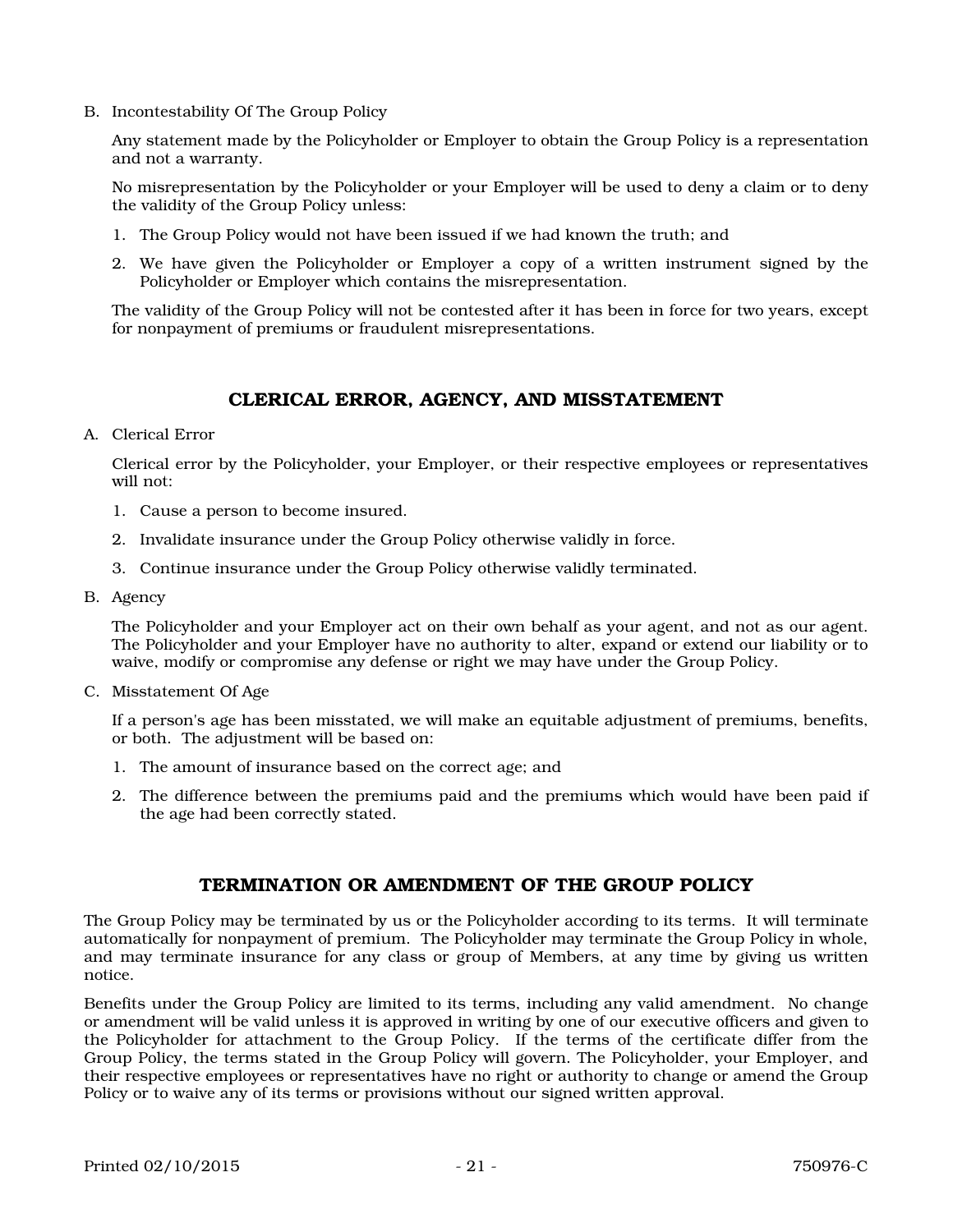B. Incontestability Of The Group Policy

Any statement made by the Policyholder or Employer to obtain the Group Policy is a representation and not a warranty.

No misrepresentation by the Policyholder or your Employer will be used to deny a claim or to deny the validity of the Group Policy unless:

1. The Group Policy would not have been issued if we had known the truth; and
2. We have given the Policyholder or Employer a copy of a written instrument signed by the Policyholder or Employer which contains the misrepresentation.

The validity of the Group Policy will not be contested after it has been in force for two years, except for nonpayment of premiums or fraudulent misrepresentations.

## CLERICAL ERROR, AGENCY, AND MISSTATEMENT

A. Clerical Error

Clerical error by the Policyholder, your Employer, or their respective employees or representatives will not:

1. Cause a person to become insured.
2. Invalidate insurance under the Group Policy otherwise validly in force.
3. Continue insurance under the Group Policy otherwise validly terminated.

B. Agency

The Policyholder and your Employer act on their own behalf as your agent, and not as our agent. The Policyholder and your Employer have no authority to alter, expand or extend our liability or to waive, modify or compromise any defense or right we may have under the Group Policy.

C. Misstatement Of Age

If a person's age has been misstated, we will make an equitable adjustment of premiums, benefits, or both. The adjustment will be based on:

1. The amount of insurance based on the correct age; and
2. The difference between the premiums paid and the premiums which would have been paid if the age had been correctly stated.

## TERMINATION OR AMENDMENT OF THE GROUP POLICY

The Group Policy may be terminated by us or the Policyholder according to its terms. It will terminate automatically for nonpayment of premium. The Policyholder may terminate the Group Policy in whole, and may terminate insurance for any class or group of Members, at any time by giving us written notice.

Benefits under the Group Policy are limited to its terms, including any valid amendment. No change or amendment will be valid unless it is approved in writing by one of our executive officers and given to the Policyholder for attachment to the Group Policy. If the terms of the certificate differ from the Group Policy, the terms stated in the Group Policy will govern. The Policyholder, your Employer, and their respective employees or representatives have no right or authority to change or amend the Group Policy or to waive any of its terms or provisions without our signed written approval.

Printed 02/10/2015 750976-C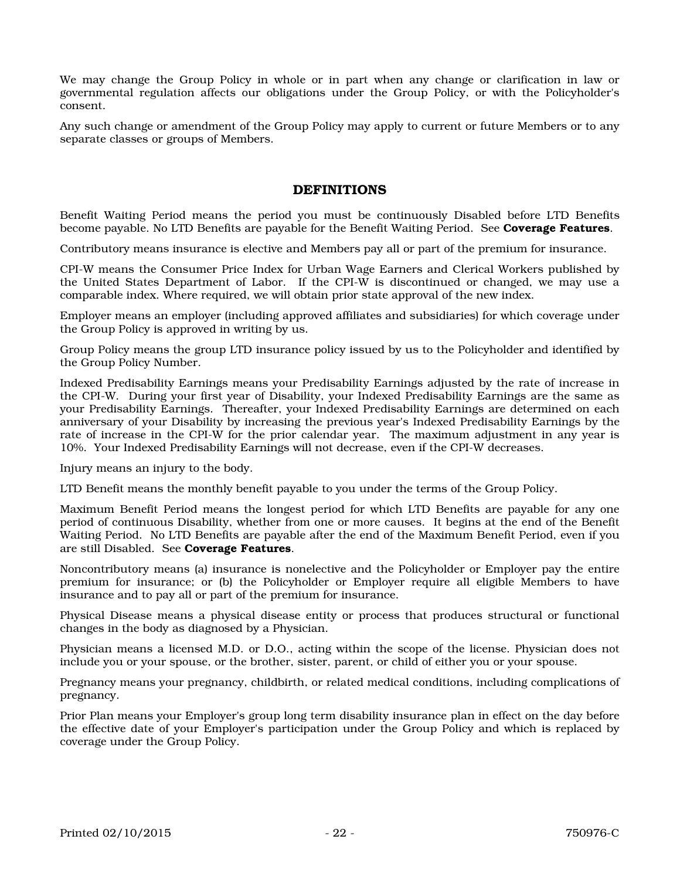We may change the Group Policy in whole or in part when any change or clarification in law or governmental regulation affects our obligations under the Group Policy, or with the Policyholder's consent.

Any such change or amendment of the Group Policy may apply to current or future Members or to any separate classes or groups of Members.

## DEFINITIONS

Benefit Waiting Period means the period you must be continuously Disabled before LTD Benefits become payable. No LTD Benefits are payable for the Benefit Waiting Period. See **Coverage Features**.

Contributory means insurance is elective and Members pay all or part of the premium for insurance.

CPI-W means the Consumer Price Index for Urban Wage Earners and Clerical Workers published by the United States Department of Labor. If the CPI-W is discontinued or changed, we may use a comparable index. Where required, we will obtain prior state approval of the new index.

Employer means an employer (including approved affiliates and subsidiaries) for which coverage under the Group Policy is approved in writing by us.

Group Policy means the group LTD insurance policy issued by us to the Policyholder and identified by the Group Policy Number.

Indexed Predisability Earnings means your Predisability Earnings adjusted by the rate of increase in the CPI-W. During your first year of Disability, your Indexed Predisability Earnings are the same as your Predisability Earnings. Thereafter, your Indexed Predisability Earnings are determined on each anniversary of your Disability by increasing the previous year's Indexed Predisability Earnings by the rate of increase in the CPI-W for the prior calendar year. The maximum adjustment in any year is 10%. Your Indexed Predisability Earnings will not decrease, even if the CPI-W decreases.

Injury means an injury to the body.

LTD Benefit means the monthly benefit payable to you under the terms of the Group Policy.

Maximum Benefit Period means the longest period for which LTD Benefits are payable for any one period of continuous Disability, whether from one or more causes. It begins at the end of the Benefit Waiting Period. No LTD Benefits are payable after the end of the Maximum Benefit Period, even if you are still Disabled. See **Coverage Features**.

Noncontributory means (a) insurance is nonelective and the Policyholder or Employer pay the entire premium for insurance; or (b) the Policyholder or Employer require all eligible Members to have insurance and to pay all or part of the premium for insurance.

Physical Disease means a physical disease entity or process that produces structural or functional changes in the body as diagnosed by a Physician.

Physician means a licensed M.D. or D.O., acting within the scope of the license. Physician does not include you or your spouse, or the brother, sister, parent, or child of either you or your spouse.

Pregnancy means your pregnancy, childbirth, or related medical conditions, including complications of pregnancy.

Prior Plan means your Employer's group long term disability insurance plan in effect on the day before the effective date of your Employer's participation under the Group Policy and which is replaced by coverage under the Group Policy.